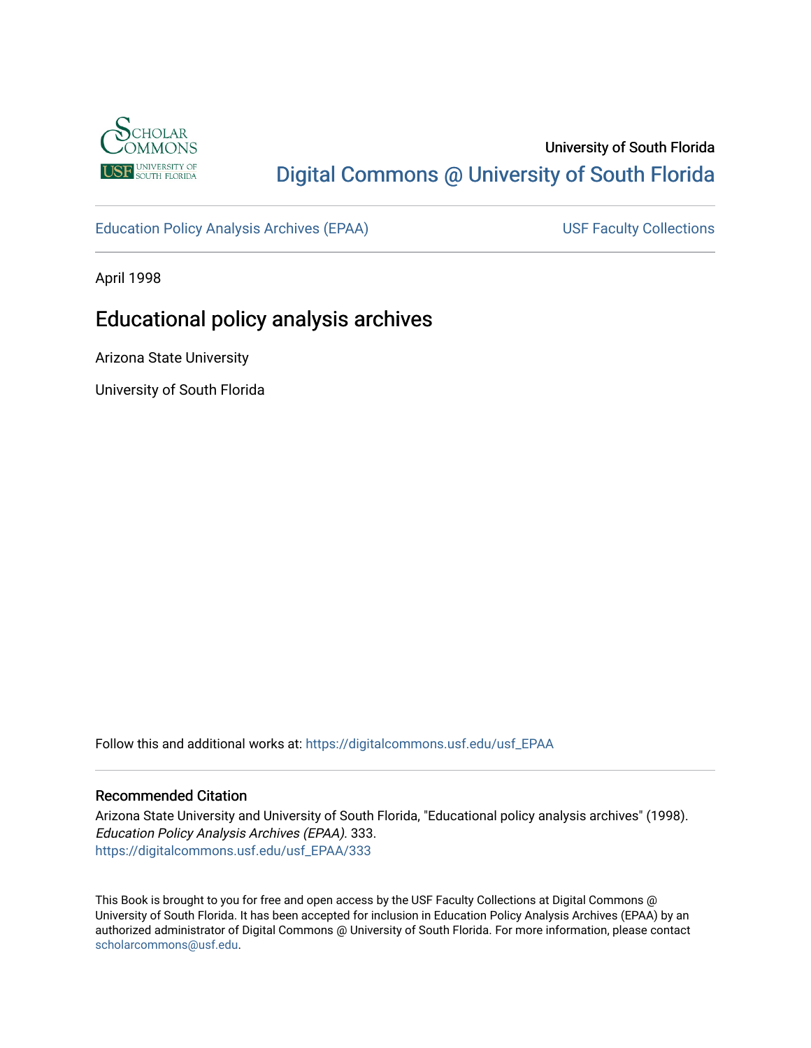University of South Florida

Digital Commons @ University of South Florida

Education Policy Analysis Archives (EPAA)

USF Faculty Collections

April 1998

# Educational policy analysis archives

Arizona State University

University of South Florida

Follow this and additional works at: https://digitalcommons.usf.edu/usf_EPAA

## Recommended Citation

Arizona State University and University of South Florida, "Educational policy analysis archives" (1998). *Education Policy Analysis Archives (EPAA)*. 333.
https://digitalcommons.usf.edu/usf_EPAA/333

This Book is brought to you for free and open access by the USF Faculty Collections at Digital Commons @ University of South Florida. It has been accepted for inclusion in Education Policy Analysis Archives (EPAA) by an authorized administrator of Digital Commons @ University of South Florida. For more information, please contact scholarcommons@usf.edu.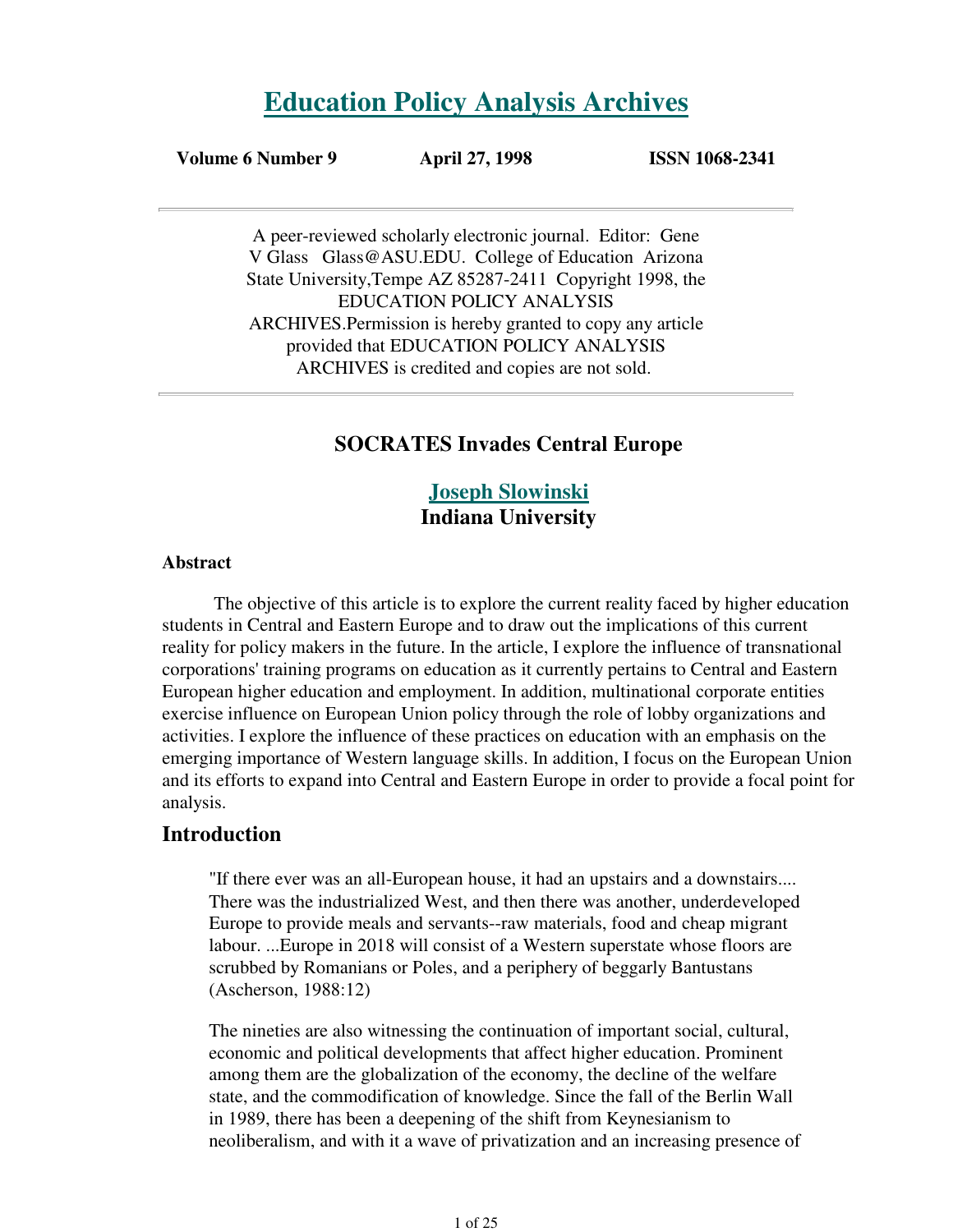# Education Policy Analysis Archives

**Volume 6 Number 9** **April 27, 1998** **ISSN 1068-2341**

---

A peer-reviewed scholarly electronic journal. Editor: Gene V Glass Glass@ASU.EDU. College of Education Arizona State University,Tempe AZ 85287-2411 Copyright 1998, the EDUCATION POLICY ANALYSIS ARCHIVES.Permission is hereby granted to copy any article provided that EDUCATION POLICY ANALYSIS ARCHIVES is credited and copies are not sold.

---

### SOCRATES Invades Central Europe

**Joseph Slowinski**
**Indiana University**

**Abstract**

The objective of this article is to explore the current reality faced by higher education students in Central and Eastern Europe and to draw out the implications of this current reality for policy makers in the future. In the article, I explore the influence of transnational corporations' training programs on education as it currently pertains to Central and Eastern European higher education and employment. In addition, multinational corporate entities exercise influence on European Union policy through the role of lobby organizations and activities. I explore the influence of these practices on education with an emphasis on the emerging importance of Western language skills. In addition, I focus on the European Union and its efforts to expand into Central and Eastern Europe in order to provide a focal point for analysis.

## Introduction

> "If there ever was an all-European house, it had an upstairs and a downstairs.... There was the industrialized West, and then there was another, underdeveloped Europe to provide meals and servants--raw materials, food and cheap migrant labour. ...Europe in 2018 will consist of a Western superstate whose floors are scrubbed by Romanians or Poles, and a periphery of beggarly Bantustans (Ascherson, 1988:12)
>
> The nineties are also witnessing the continuation of important social, cultural, economic and political developments that affect higher education. Prominent among them are the globalization of the economy, the decline of the welfare state, and the commodification of knowledge. Since the fall of the Berlin Wall in 1989, there has been a deepening of the shift from Keynesianism to neoliberalism, and with it a wave of privatization and an increasing presence of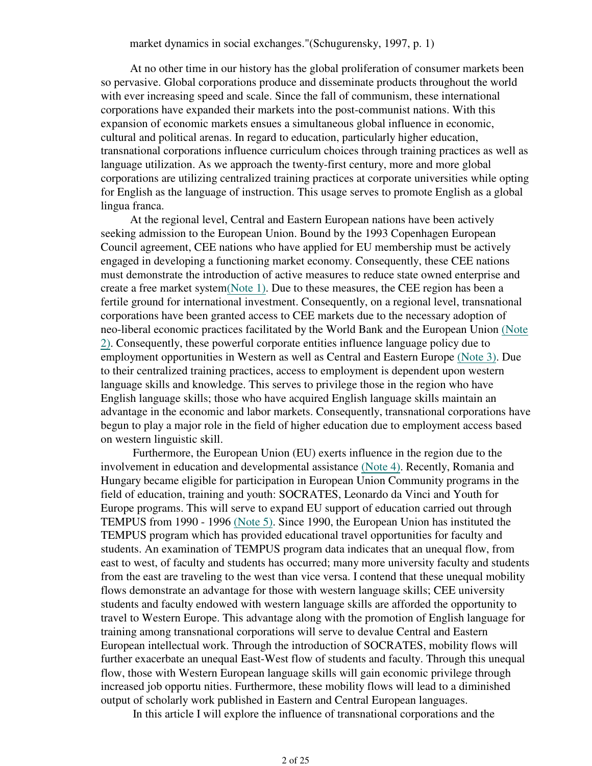market dynamics in social exchanges."(Schugurensky, 1997, p. 1)

At no other time in our history has the global proliferation of consumer markets been so pervasive. Global corporations produce and disseminate products throughout the world with ever increasing speed and scale. Since the fall of communism, these international corporations have expanded their markets into the post-communist nations. With this expansion of economic markets ensues a simultaneous global influence in economic, cultural and political arenas. In regard to education, particularly higher education, transnational corporations influence curriculum choices through training practices as well as language utilization. As we approach the twenty-first century, more and more global corporations are utilizing centralized training practices at corporate universities while opting for English as the language of instruction. This usage serves to promote English as a global lingua franca.

At the regional level, Central and Eastern European nations have been actively seeking admission to the European Union. Bound by the 1993 Copenhagen European Council agreement, CEE nations who have applied for EU membership must be actively engaged in developing a functioning market economy. Consequently, these CEE nations must demonstrate the introduction of active measures to reduce state owned enterprise and create a free market system(Note 1). Due to these measures, the CEE region has been a fertile ground for international investment. Consequently, on a regional level, transnational corporations have been granted access to CEE markets due to the necessary adoption of neo-liberal economic practices facilitated by the World Bank and the European Union (Note 2). Consequently, these powerful corporate entities influence language policy due to employment opportunities in Western as well as Central and Eastern Europe (Note 3). Due to their centralized training practices, access to employment is dependent upon western language skills and knowledge. This serves to privilege those in the region who have English language skills; those who have acquired English language skills maintain an advantage in the economic and labor markets. Consequently, transnational corporations have begun to play a major role in the field of higher education due to employment access based on western linguistic skill.

Furthermore, the European Union (EU) exerts influence in the region due to the involvement in education and developmental assistance (Note 4). Recently, Romania and Hungary became eligible for participation in European Union Community programs in the field of education, training and youth: SOCRATES, Leonardo da Vinci and Youth for Europe programs. This will serve to expand EU support of education carried out through TEMPUS from 1990 - 1996 (Note 5). Since 1990, the European Union has instituted the TEMPUS program which has provided educational travel opportunities for faculty and students. An examination of TEMPUS program data indicates that an unequal flow, from east to west, of faculty and students has occurred; many more university faculty and students from the east are traveling to the west than vice versa. I contend that these unequal mobility flows demonstrate an advantage for those with western language skills; CEE university students and faculty endowed with western language skills are afforded the opportunity to travel to Western Europe. This advantage along with the promotion of English language for training among transnational corporations will serve to devalue Central and Eastern European intellectual work. Through the introduction of SOCRATES, mobility flows will further exacerbate an unequal East-West flow of students and faculty. Through this unequal flow, those with Western European language skills will gain economic privilege through increased job opportu nities. Furthermore, these mobility flows will lead to a diminished output of scholarly work published in Eastern and Central European languages.

In this article I will explore the influence of transnational corporations and the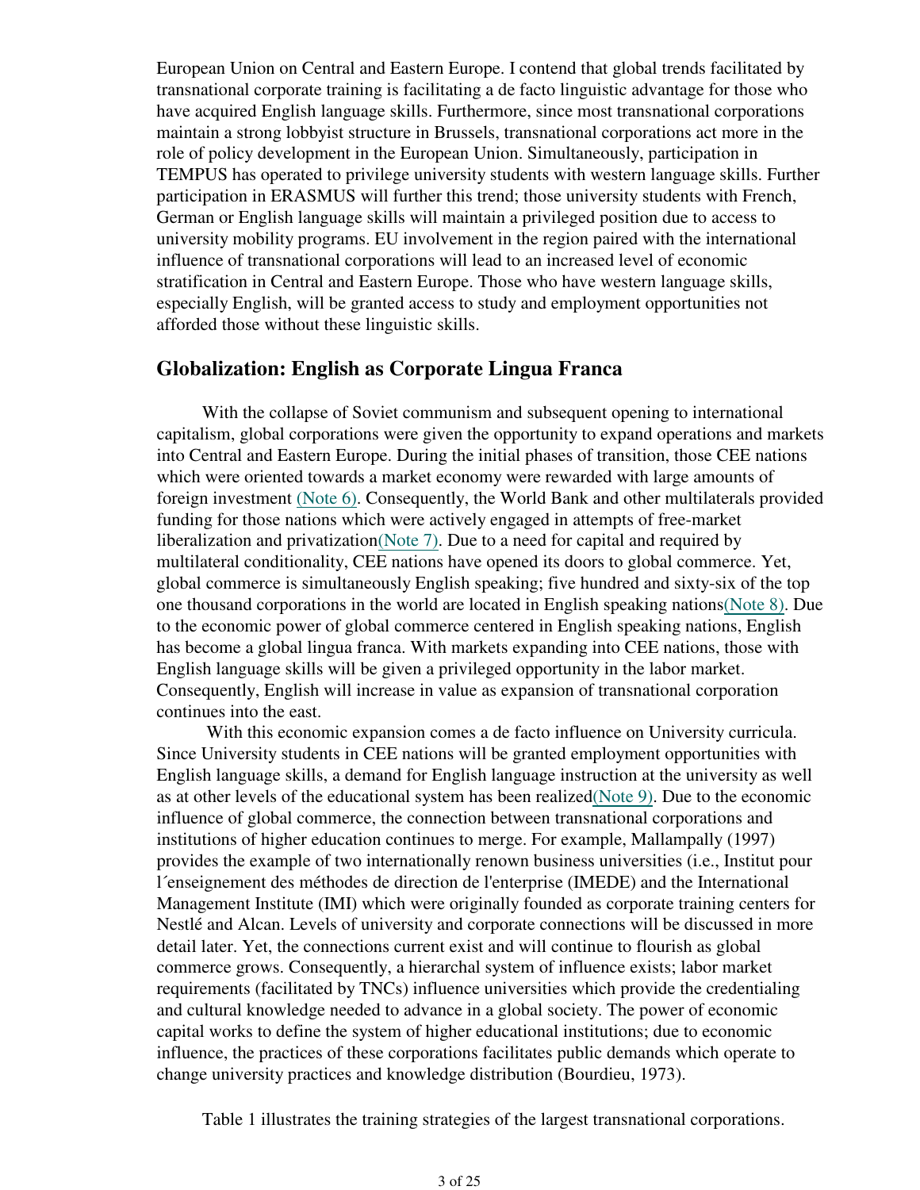European Union on Central and Eastern Europe. I contend that global trends facilitated by transnational corporate training is facilitating a de facto linguistic advantage for those who have acquired English language skills. Furthermore, since most transnational corporations maintain a strong lobbyist structure in Brussels, transnational corporations act more in the role of policy development in the European Union. Simultaneously, participation in TEMPUS has operated to privilege university students with western language skills. Further participation in ERASMUS will further this trend; those university students with French, German or English language skills will maintain a privileged position due to access to university mobility programs. EU involvement in the region paired with the international influence of transnational corporations will lead to an increased level of economic stratification in Central and Eastern Europe. Those who have western language skills, especially English, will be granted access to study and employment opportunities not afforded those without these linguistic skills.

## Globalization: English as Corporate Lingua Franca

With the collapse of Soviet communism and subsequent opening to international capitalism, global corporations were given the opportunity to expand operations and markets into Central and Eastern Europe. During the initial phases of transition, those CEE nations which were oriented towards a market economy were rewarded with large amounts of foreign investment (Note 6). Consequently, the World Bank and other multilaterals provided funding for those nations which were actively engaged in attempts of free-market liberalization and privatization(Note 7). Due to a need for capital and required by multilateral conditionality, CEE nations have opened its doors to global commerce. Yet, global commerce is simultaneously English speaking; five hundred and sixty-six of the top one thousand corporations in the world are located in English speaking nations(Note 8). Due to the economic power of global commerce centered in English speaking nations, English has become a global lingua franca. With markets expanding into CEE nations, those with English language skills will be given a privileged opportunity in the labor market. Consequently, English will increase in value as expansion of transnational corporation continues into the east.

With this economic expansion comes a de facto influence on University curricula. Since University students in CEE nations will be granted employment opportunities with English language skills, a demand for English language instruction at the university as well as at other levels of the educational system has been realized(Note 9). Due to the economic influence of global commerce, the connection between transnational corporations and institutions of higher education continues to merge. For example, Mallampally (1997) provides the example of two internationally renown business universities (i.e., Institut pour l´enseignement des méthodes de direction de l'enterprise (IMEDE) and the International Management Institute (IMI) which were originally founded as corporate training centers for Nestlé and Alcan. Levels of university and corporate connections will be discussed in more detail later. Yet, the connections current exist and will continue to flourish as global commerce grows. Consequently, a hierarchal system of influence exists; labor market requirements (facilitated by TNCs) influence universities which provide the credentialing and cultural knowledge needed to advance in a global society. The power of economic capital works to define the system of higher educational institutions; due to economic influence, the practices of these corporations facilitates public demands which operate to change university practices and knowledge distribution (Bourdieu, 1973).

Table 1 illustrates the training strategies of the largest transnational corporations.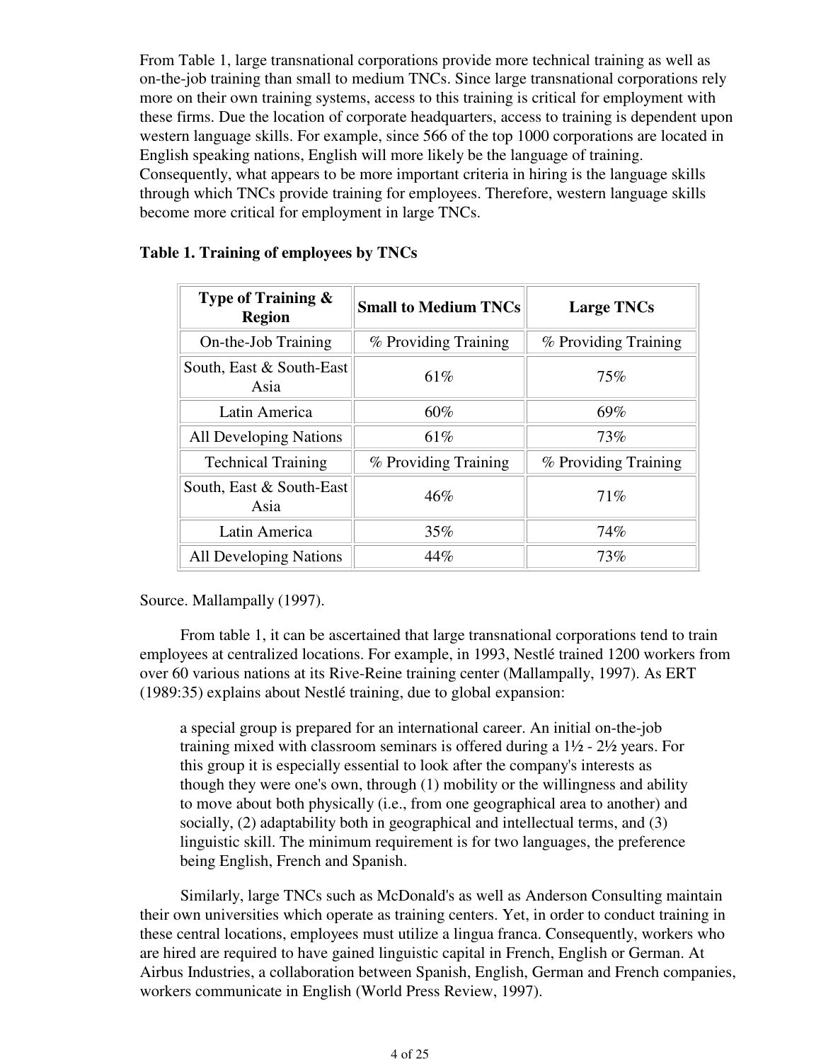From Table 1, large transnational corporations provide more technical training as well as on-the-job training than small to medium TNCs. Since large transnational corporations rely more on their own training systems, access to this training is critical for employment with these firms. Due the location of corporate headquarters, access to training is dependent upon western language skills. For example, since 566 of the top 1000 corporations are located in English speaking nations, English will more likely be the language of training. Consequently, what appears to be more important criteria in hiring is the language skills through which TNCs provide training for employees. Therefore, western language skills become more critical for employment in large TNCs.

**Table 1. Training of employees by TNCs**

| Type of Training & Region | Small to Medium TNCs | Large TNCs |
| --- | --- | --- |
| On-the-Job Training | % Providing Training | % Providing Training |
| South, East & South-East Asia | 61% | 75% |
| Latin America | 60% | 69% |
| All Developing Nations | 61% | 73% |
| Technical Training | % Providing Training | % Providing Training |
| South, East & South-East Asia | 46% | 71% |
| Latin America | 35% | 74% |
| All Developing Nations | 44% | 73% |

Source. Mallampally (1997).

From table 1, it can be ascertained that large transnational corporations tend to train employees at centralized locations. For example, in 1993, Nestlé trained 1200 workers from over 60 various nations at its Rive-Reine training center (Mallampally, 1997). As ERT (1989:35) explains about Nestlé training, due to global expansion:

> a special group is prepared for an international career. An initial on-the-job training mixed with classroom seminars is offered during a 1½ - 2½ years. For this group it is especially essential to look after the company's interests as though they were one's own, through (1) mobility or the willingness and ability to move about both physically (i.e., from one geographical area to another) and socially, (2) adaptability both in geographical and intellectual terms, and (3) linguistic skill. The minimum requirement is for two languages, the preference being English, French and Spanish.

Similarly, large TNCs such as McDonald's as well as Anderson Consulting maintain their own universities which operate as training centers. Yet, in order to conduct training in these central locations, employees must utilize a lingua franca. Consequently, workers who are hired are required to have gained linguistic capital in French, English or German. At Airbus Industries, a collaboration between Spanish, English, German and French companies, workers communicate in English (World Press Review, 1997).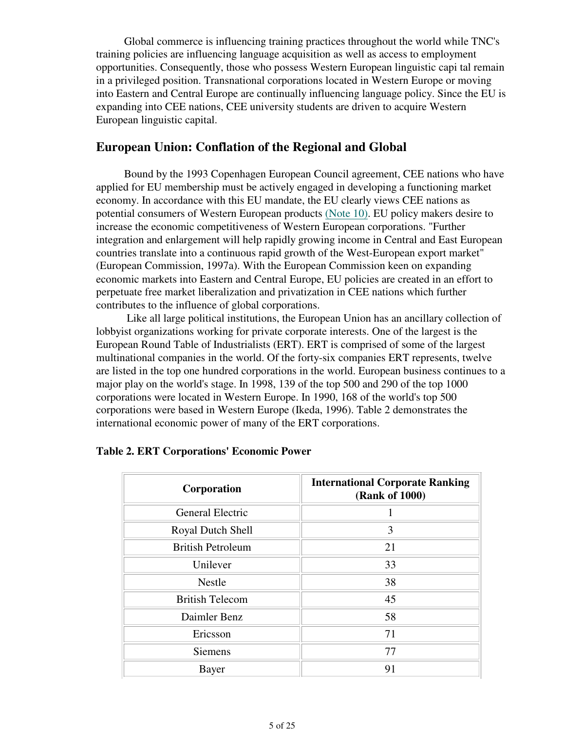Global commerce is influencing training practices throughout the world while TNC's training policies are influencing language acquisition as well as access to employment opportunities. Consequently, those who possess Western European linguistic capi tal remain in a privileged position. Transnational corporations located in Western Europe or moving into Eastern and Central Europe are continually influencing language policy. Since the EU is expanding into CEE nations, CEE university students are driven to acquire Western European linguistic capital.

## European Union: Conflation of the Regional and Global

Bound by the 1993 Copenhagen European Council agreement, CEE nations who have applied for EU membership must be actively engaged in developing a functioning market economy. In accordance with this EU mandate, the EU clearly views CEE nations as potential consumers of Western European products (Note 10). EU policy makers desire to increase the economic competitiveness of Western European corporations. "Further integration and enlargement will help rapidly growing income in Central and East European countries translate into a continuous rapid growth of the West-European export market" (European Commission, 1997a). With the European Commission keen on expanding economic markets into Eastern and Central Europe, EU policies are created in an effort to perpetuate free market liberalization and privatization in CEE nations which further contributes to the influence of global corporations.

Like all large political institutions, the European Union has an ancillary collection of lobbyist organizations working for private corporate interests. One of the largest is the European Round Table of Industrialists (ERT). ERT is comprised of some of the largest multinational companies in the world. Of the forty-six companies ERT represents, twelve are listed in the top one hundred corporations in the world. European business continues to a major play on the world's stage. In 1998, 139 of the top 500 and 290 of the top 1000 corporations were located in Western Europe. In 1990, 168 of the world's top 500 corporations were based in Western Europe (Ikeda, 1996). Table 2 demonstrates the international economic power of many of the ERT corporations.

**Table 2. ERT Corporations' Economic Power**

| Corporation | International Corporate Ranking (Rank of 1000) |
|---|---|
| General Electric | 1 |
| Royal Dutch Shell | 3 |
| British Petroleum | 21 |
| Unilever | 33 |
| Nestle | 38 |
| British Telecom | 45 |
| Daimler Benz | 58 |
| Ericsson | 71 |
| Siemens | 77 |
| Bayer | 91 |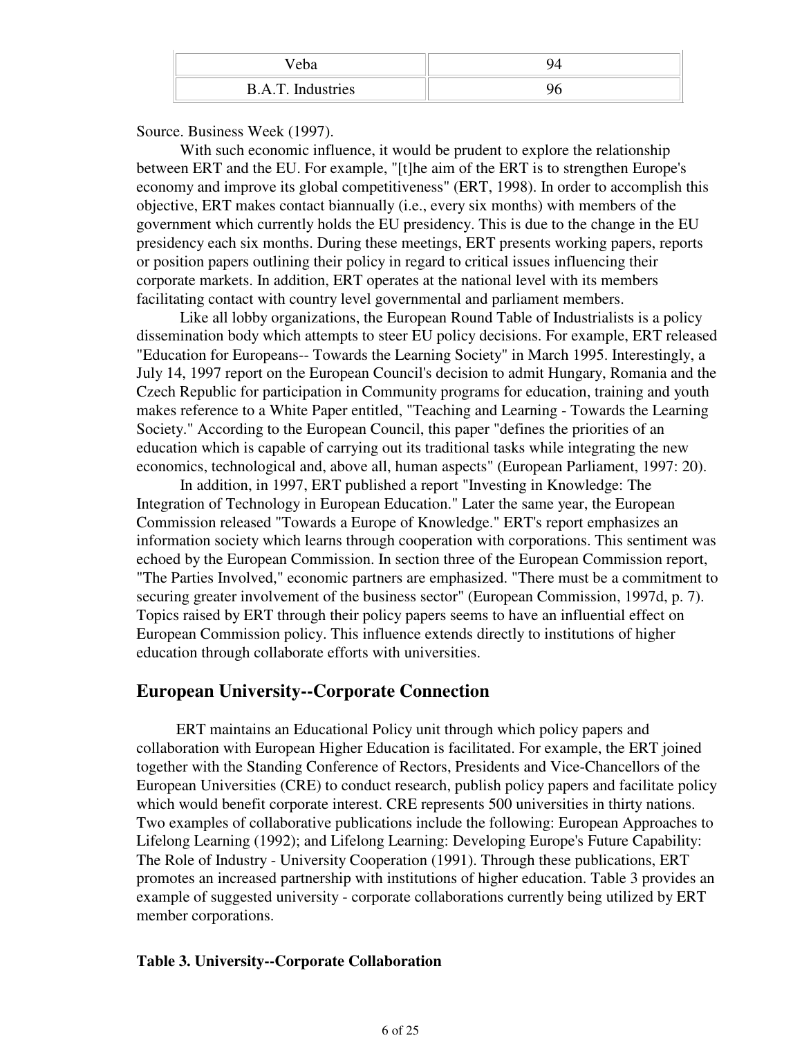| | |
|---|---|
| Veba | 94 |
| B.A.T. Industries | 96 |

Source. Business Week (1997).

With such economic influence, it would be prudent to explore the relationship between ERT and the EU. For example, "[t]he aim of the ERT is to strengthen Europe's economy and improve its global competitiveness" (ERT, 1998). In order to accomplish this objective, ERT makes contact biannually (i.e., every six months) with members of the government which currently holds the EU presidency. This is due to the change in the EU presidency each six months. During these meetings, ERT presents working papers, reports or position papers outlining their policy in regard to critical issues influencing their corporate markets. In addition, ERT operates at the national level with its members facilitating contact with country level governmental and parliament members.

Like all lobby organizations, the European Round Table of Industrialists is a policy dissemination body which attempts to steer EU policy decisions. For example, ERT released "Education for Europeans-- Towards the Learning Society" in March 1995. Interestingly, a July 14, 1997 report on the European Council's decision to admit Hungary, Romania and the Czech Republic for participation in Community programs for education, training and youth makes reference to a White Paper entitled, "Teaching and Learning - Towards the Learning Society." According to the European Council, this paper "defines the priorities of an education which is capable of carrying out its traditional tasks while integrating the new economics, technological and, above all, human aspects" (European Parliament, 1997: 20).

In addition, in 1997, ERT published a report "Investing in Knowledge: The Integration of Technology in European Education." Later the same year, the European Commission released "Towards a Europe of Knowledge." ERT's report emphasizes an information society which learns through cooperation with corporations. This sentiment was echoed by the European Commission. In section three of the European Commission report, "The Parties Involved," economic partners are emphasized. "There must be a commitment to securing greater involvement of the business sector" (European Commission, 1997d, p. 7). Topics raised by ERT through their policy papers seems to have an influential effect on European Commission policy. This influence extends directly to institutions of higher education through collaborate efforts with universities.

## European University--Corporate Connection

ERT maintains an Educational Policy unit through which policy papers and collaboration with European Higher Education is facilitated. For example, the ERT joined together with the Standing Conference of Rectors, Presidents and Vice-Chancellors of the European Universities (CRE) to conduct research, publish policy papers and facilitate policy which would benefit corporate interest. CRE represents 500 universities in thirty nations. Two examples of collaborative publications include the following: European Approaches to Lifelong Learning (1992); and Lifelong Learning: Developing Europe's Future Capability: The Role of Industry - University Cooperation (1991). Through these publications, ERT promotes an increased partnership with institutions of higher education. Table 3 provides an example of suggested university - corporate collaborations currently being utilized by ERT member corporations.

**Table 3. University--Corporate Collaboration**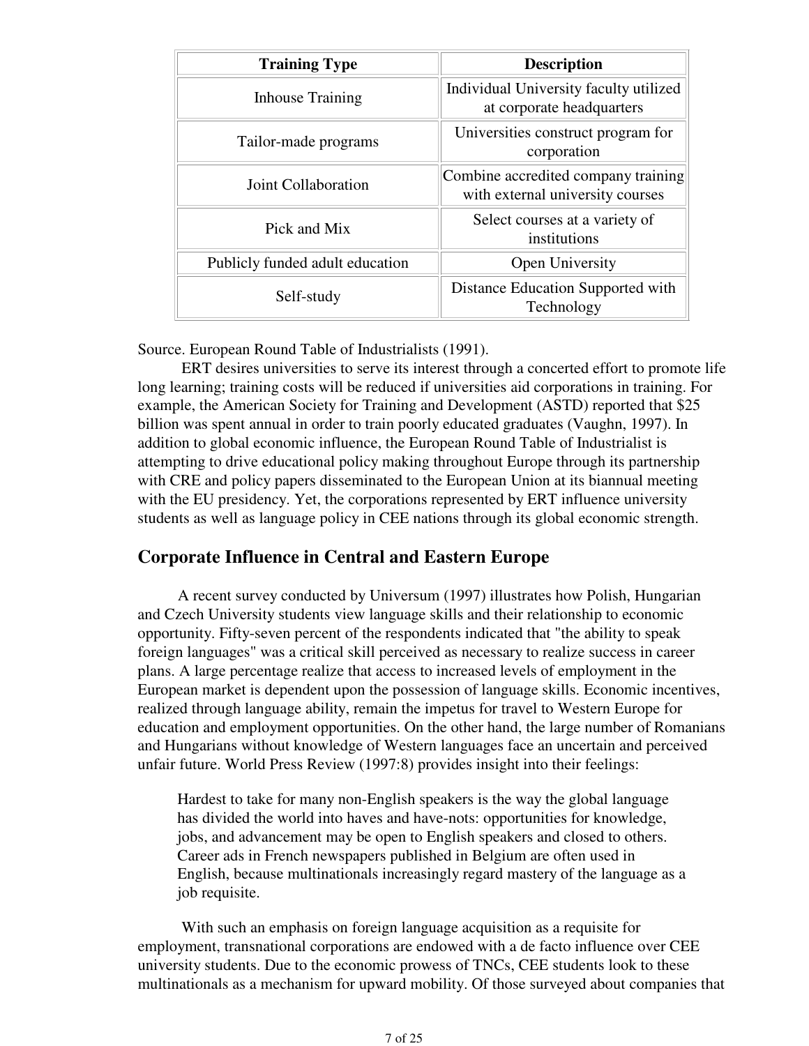| Training Type | Description |
| --- | --- |
| Inhouse Training | Individual University faculty utilized at corporate headquarters |
| Tailor-made programs | Universities construct program for corporation |
| Joint Collaboration | Combine accredited company training with external university courses |
| Pick and Mix | Select courses at a variety of institutions |
| Publicly funded adult education | Open University |
| Self-study | Distance Education Supported with Technology |

Source. European Round Table of Industrialists (1991).

ERT desires universities to serve its interest through a concerted effort to promote life long learning; training costs will be reduced if universities aid corporations in training. For example, the American Society for Training and Development (ASTD) reported that $25 billion was spent annual in order to train poorly educated graduates (Vaughn, 1997). In addition to global economic influence, the European Round Table of Industrialist is attempting to drive educational policy making throughout Europe through its partnership with CRE and policy papers disseminated to the European Union at its biannual meeting with the EU presidency. Yet, the corporations represented by ERT influence university students as well as language policy in CEE nations through its global economic strength.

## Corporate Influence in Central and Eastern Europe

A recent survey conducted by Universum (1997) illustrates how Polish, Hungarian and Czech University students view language skills and their relationship to economic opportunity. Fifty-seven percent of the respondents indicated that "the ability to speak foreign languages" was a critical skill perceived as necessary to realize success in career plans. A large percentage realize that access to increased levels of employment in the European market is dependent upon the possession of language skills. Economic incentives, realized through language ability, remain the impetus for travel to Western Europe for education and employment opportunities. On the other hand, the large number of Romanians and Hungarians without knowledge of Western languages face an uncertain and perceived unfair future. World Press Review (1997:8) provides insight into their feelings:

> Hardest to take for many non-English speakers is the way the global language has divided the world into haves and have-nots: opportunities for knowledge, jobs, and advancement may be open to English speakers and closed to others. Career ads in French newspapers published in Belgium are often used in English, because multinationals increasingly regard mastery of the language as a job requisite.

With such an emphasis on foreign language acquisition as a requisite for employment, transnational corporations are endowed with a de facto influence over CEE university students. Due to the economic prowess of TNCs, CEE students look to these multinationals as a mechanism for upward mobility. Of those surveyed about companies that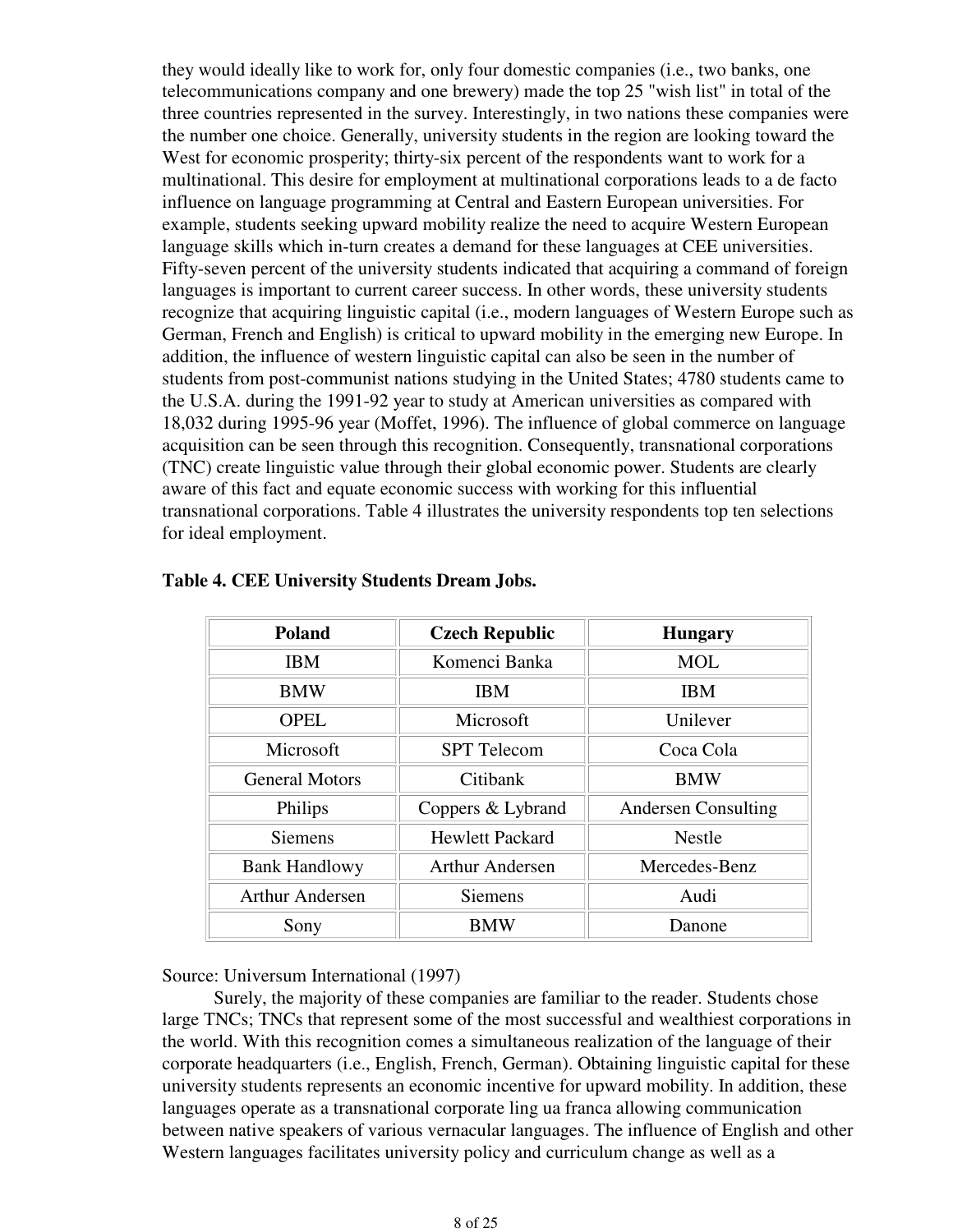they would ideally like to work for, only four domestic companies (i.e., two banks, one telecommunications company and one brewery) made the top 25 "wish list" in total of the three countries represented in the survey. Interestingly, in two nations these companies were the number one choice. Generally, university students in the region are looking toward the West for economic prosperity; thirty-six percent of the respondents want to work for a multinational. This desire for employment at multinational corporations leads to a de facto influence on language programming at Central and Eastern European universities. For example, students seeking upward mobility realize the need to acquire Western European language skills which in-turn creates a demand for these languages at CEE universities. Fifty-seven percent of the university students indicated that acquiring a command of foreign languages is important to current career success. In other words, these university students recognize that acquiring linguistic capital (i.e., modern languages of Western Europe such as German, French and English) is critical to upward mobility in the emerging new Europe. In addition, the influence of western linguistic capital can also be seen in the number of students from post-communist nations studying in the United States; 4780 students came to the U.S.A. during the 1991-92 year to study at American universities as compared with 18,032 during 1995-96 year (Moffet, 1996). The influence of global commerce on language acquisition can be seen through this recognition. Consequently, transnational corporations (TNC) create linguistic value through their global economic power. Students are clearly aware of this fact and equate economic success with working for this influential transnational corporations. Table 4 illustrates the university respondents top ten selections for ideal employment.

**Table 4. CEE University Students Dream Jobs.**

| Poland | Czech Republic | Hungary |
|---|---|---|
| IBM | Komenci Banka | MOL |
| BMW | IBM | IBM |
| OPEL | Microsoft | Unilever |
| Microsoft | SPT Telecom | Coca Cola |
| General Motors | Citibank | BMW |
| Philips | Coppers & Lybrand | Andersen Consulting |
| Siemens | Hewlett Packard | Nestle |
| Bank Handlowy | Arthur Andersen | Mercedes-Benz |
| Arthur Andersen | Siemens | Audi |
| Sony | BMW | Danone |

Source: Universum International (1997)

Surely, the majority of these companies are familiar to the reader. Students chose large TNCs; TNCs that represent some of the most successful and wealthiest corporations in the world. With this recognition comes a simultaneous realization of the language of their corporate headquarters (i.e., English, French, German). Obtaining linguistic capital for these university students represents an economic incentive for upward mobility. In addition, these languages operate as a transnational corporate ling ua franca allowing communication between native speakers of various vernacular languages. The influence of English and other Western languages facilitates university policy and curriculum change as well as a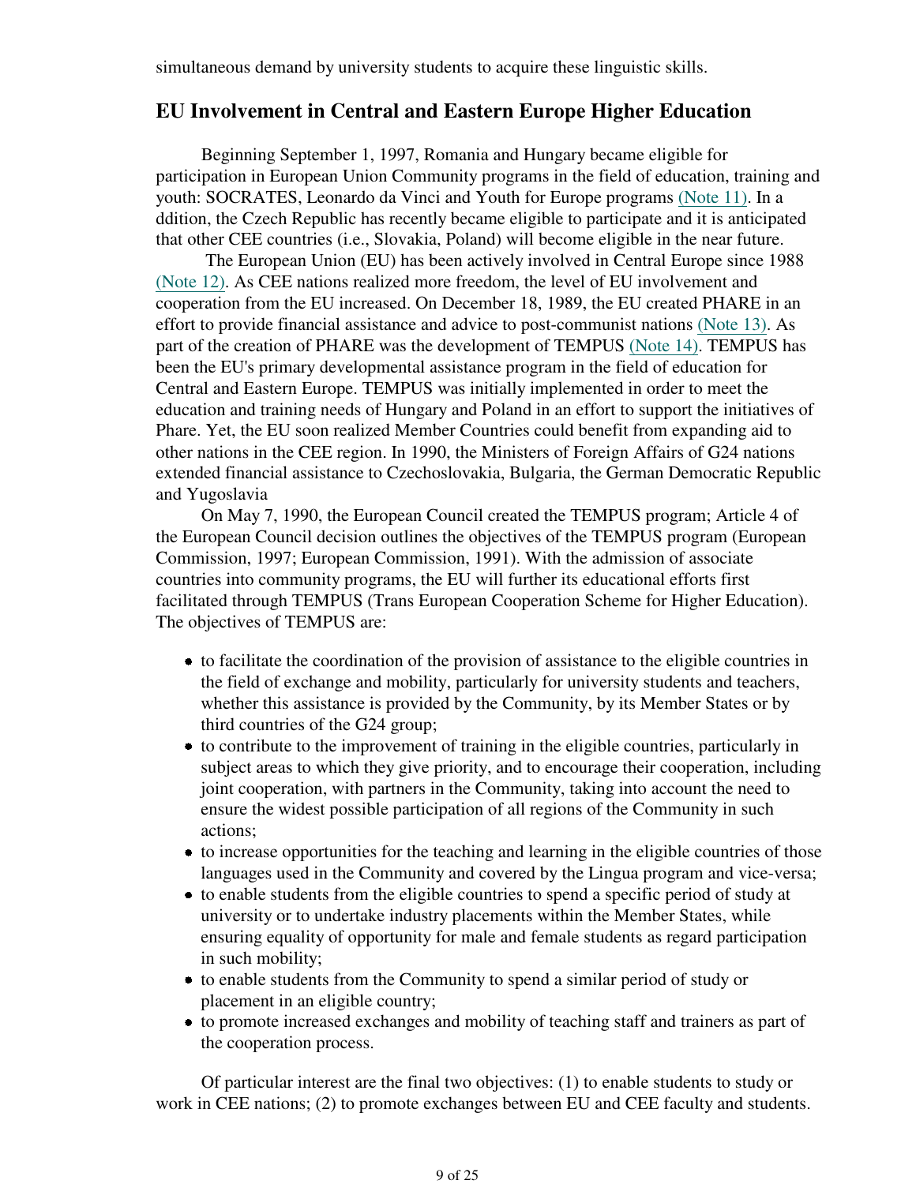simultaneous demand by university students to acquire these linguistic skills.

## EU Involvement in Central and Eastern Europe Higher Education

Beginning September 1, 1997, Romania and Hungary became eligible for participation in European Union Community programs in the field of education, training and youth: SOCRATES, Leonardo da Vinci and Youth for Europe programs (Note 11). In a ddition, the Czech Republic has recently became eligible to participate and it is anticipated that other CEE countries (i.e., Slovakia, Poland) will become eligible in the near future.

The European Union (EU) has been actively involved in Central Europe since 1988 (Note 12). As CEE nations realized more freedom, the level of EU involvement and cooperation from the EU increased. On December 18, 1989, the EU created PHARE in an effort to provide financial assistance and advice to post-communist nations (Note 13). As part of the creation of PHARE was the development of TEMPUS (Note 14). TEMPUS has been the EU's primary developmental assistance program in the field of education for Central and Eastern Europe. TEMPUS was initially implemented in order to meet the education and training needs of Hungary and Poland in an effort to support the initiatives of Phare. Yet, the EU soon realized Member Countries could benefit from expanding aid to other nations in the CEE region. In 1990, the Ministers of Foreign Affairs of G24 nations extended financial assistance to Czechoslovakia, Bulgaria, the German Democratic Republic and Yugoslavia

On May 7, 1990, the European Council created the TEMPUS program; Article 4 of the European Council decision outlines the objectives of the TEMPUS program (European Commission, 1997; European Commission, 1991). With the admission of associate countries into community programs, the EU will further its educational efforts first facilitated through TEMPUS (Trans European Cooperation Scheme for Higher Education). The objectives of TEMPUS are:

- to facilitate the coordination of the provision of assistance to the eligible countries in the field of exchange and mobility, particularly for university students and teachers, whether this assistance is provided by the Community, by its Member States or by third countries of the G24 group;
- to contribute to the improvement of training in the eligible countries, particularly in subject areas to which they give priority, and to encourage their cooperation, including joint cooperation, with partners in the Community, taking into account the need to ensure the widest possible participation of all regions of the Community in such actions;
- to increase opportunities for the teaching and learning in the eligible countries of those languages used in the Community and covered by the Lingua program and vice-versa;
- to enable students from the eligible countries to spend a specific period of study at university or to undertake industry placements within the Member States, while ensuring equality of opportunity for male and female students as regard participation in such mobility;
- to enable students from the Community to spend a similar period of study or placement in an eligible country;
- to promote increased exchanges and mobility of teaching staff and trainers as part of the cooperation process.

Of particular interest are the final two objectives: (1) to enable students to study or work in CEE nations; (2) to promote exchanges between EU and CEE faculty and students.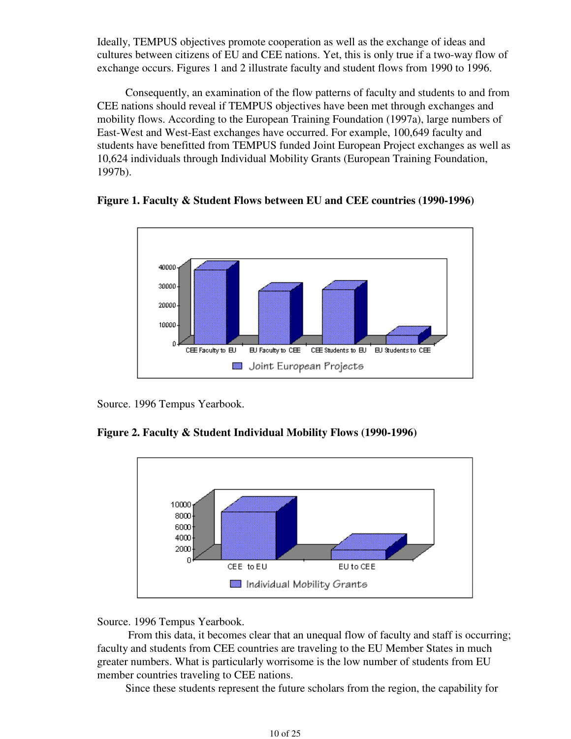Ideally, TEMPUS objectives promote cooperation as well as the exchange of ideas and cultures between citizens of EU and CEE nations. Yet, this is only true if a two-way flow of exchange occurs. Figures 1 and 2 illustrate faculty and student flows from 1990 to 1996.

Consequently, an examination of the flow patterns of faculty and students to and from CEE nations should reveal if TEMPUS objectives have been met through exchanges and mobility flows. According to the European Training Foundation (1997a), large numbers of East-West and West-East exchanges have occurred. For example, 100,649 faculty and students have benefitted from TEMPUS funded Joint European Project exchanges as well as 10,624 individuals through Individual Mobility Grants (European Training Foundation, 1997b).

**Figure 1. Faculty & Student Flows between EU and CEE countries (1990-1996)**

40000
30000
20000
10000
0
CEE Faculty to EU
EU Faculty to CEE
CEE Students to EU
EU Students to CEE
Joint European Projects

Source. 1996 Tempus Yearbook.

**Figure 2. Faculty & Student Individual Mobility Flows (1990-1996)**

10000
8000
6000
4000
2000
0
CEE to EU
EU to CEE
Individual Mobility Grants

Source. 1996 Tempus Yearbook.

From this data, it becomes clear that an unequal flow of faculty and staff is occurring; faculty and students from CEE countries are traveling to the EU Member States in much greater numbers. What is particularly worrisome is the low number of students from EU member countries traveling to CEE nations.

Since these students represent the future scholars from the region, the capability for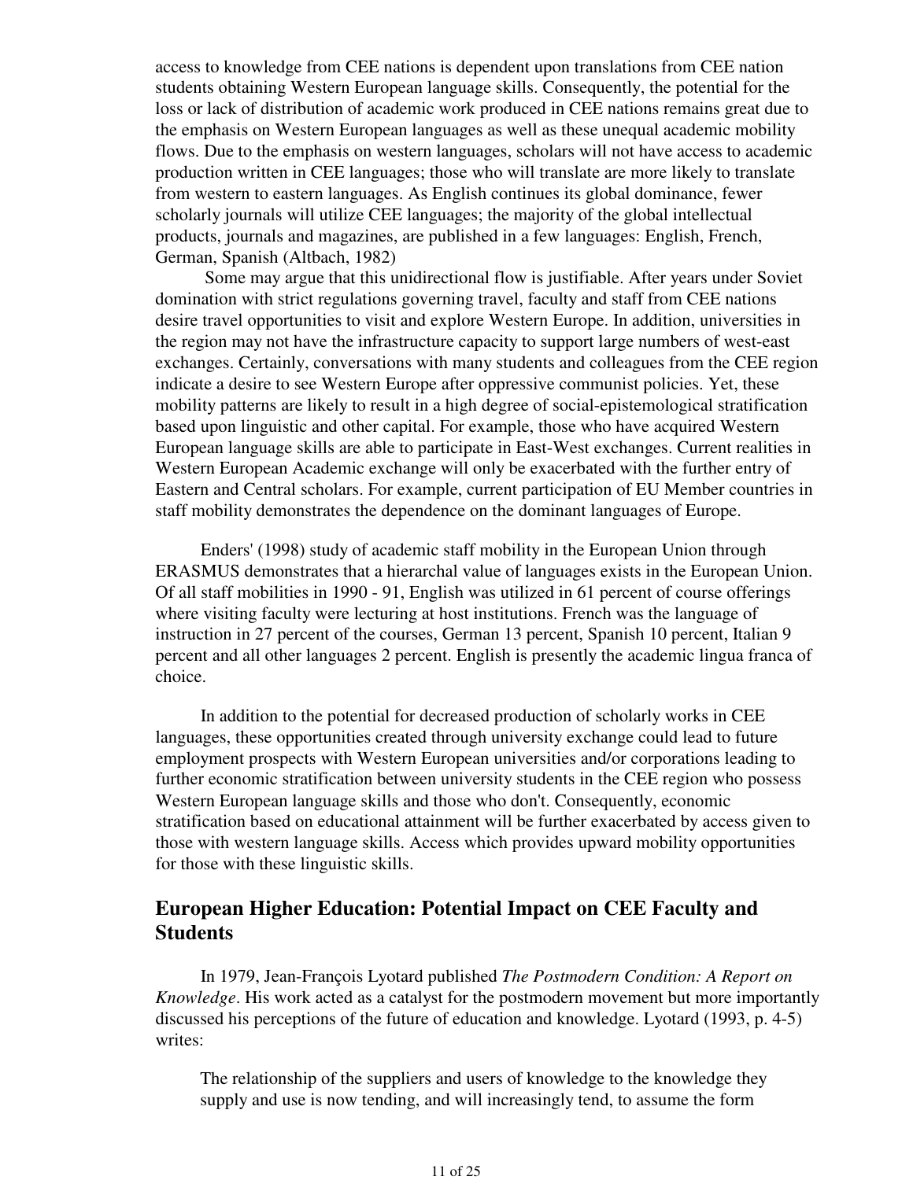access to knowledge from CEE nations is dependent upon translations from CEE nation students obtaining Western European language skills. Consequently, the potential for the loss or lack of distribution of academic work produced in CEE nations remains great due to the emphasis on Western European languages as well as these unequal academic mobility flows. Due to the emphasis on western languages, scholars will not have access to academic production written in CEE languages; those who will translate are more likely to translate from western to eastern languages. As English continues its global dominance, fewer scholarly journals will utilize CEE languages; the majority of the global intellectual products, journals and magazines, are published in a few languages: English, French, German, Spanish (Altbach, 1982)

Some may argue that this unidirectional flow is justifiable. After years under Soviet domination with strict regulations governing travel, faculty and staff from CEE nations desire travel opportunities to visit and explore Western Europe. In addition, universities in the region may not have the infrastructure capacity to support large numbers of west-east exchanges. Certainly, conversations with many students and colleagues from the CEE region indicate a desire to see Western Europe after oppressive communist policies. Yet, these mobility patterns are likely to result in a high degree of social-epistemological stratification based upon linguistic and other capital. For example, those who have acquired Western European language skills are able to participate in East-West exchanges. Current realities in Western European Academic exchange will only be exacerbated with the further entry of Eastern and Central scholars. For example, current participation of EU Member countries in staff mobility demonstrates the dependence on the dominant languages of Europe.

Enders' (1998) study of academic staff mobility in the European Union through ERASMUS demonstrates that a hierarchal value of languages exists in the European Union. Of all staff mobilities in 1990 - 91, English was utilized in 61 percent of course offerings where visiting faculty were lecturing at host institutions. French was the language of instruction in 27 percent of the courses, German 13 percent, Spanish 10 percent, Italian 9 percent and all other languages 2 percent. English is presently the academic lingua franca of choice.

In addition to the potential for decreased production of scholarly works in CEE languages, these opportunities created through university exchange could lead to future employment prospects with Western European universities and/or corporations leading to further economic stratification between university students in the CEE region who possess Western European language skills and those who don't. Consequently, economic stratification based on educational attainment will be further exacerbated by access given to those with western language skills. Access which provides upward mobility opportunities for those with these linguistic skills.

## European Higher Education: Potential Impact on CEE Faculty and Students

In 1979, Jean-François Lyotard published *The Postmodern Condition: A Report on Knowledge*. His work acted as a catalyst for the postmodern movement but more importantly discussed his perceptions of the future of education and knowledge. Lyotard (1993, p. 4-5) writes:

> The relationship of the suppliers and users of knowledge to the knowledge they supply and use is now tending, and will increasingly tend, to assume the form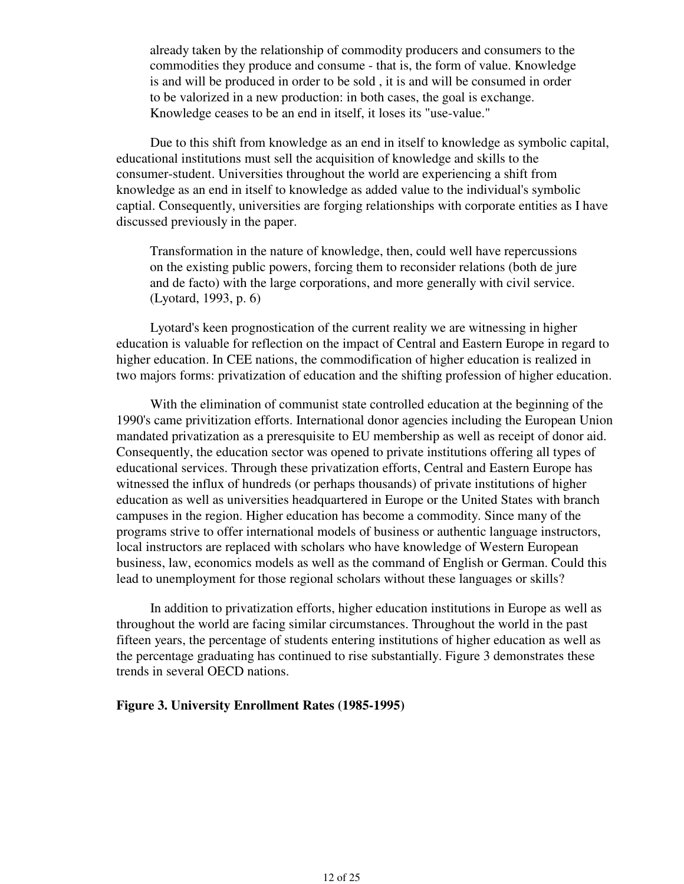> already taken by the relationship of commodity producers and consumers to the commodities they produce and consume - that is, the form of value. Knowledge is and will be produced in order to be sold , it is and will be consumed in order to be valorized in a new production: in both cases, the goal is exchange. Knowledge ceases to be an end in itself, it loses its "use-value."

Due to this shift from knowledge as an end in itself to knowledge as symbolic capital, educational institutions must sell the acquisition of knowledge and skills to the consumer-student. Universities throughout the world are experiencing a shift from knowledge as an end in itself to knowledge as added value to the individual's symbolic captial. Consequently, universities are forging relationships with corporate entities as I have discussed previously in the paper.

> Transformation in the nature of knowledge, then, could well have repercussions on the existing public powers, forcing them to reconsider relations (both de jure and de facto) with the large corporations, and more generally with civil service. (Lyotard, 1993, p. 6)

Lyotard's keen prognostication of the current reality we are witnessing in higher education is valuable for reflection on the impact of Central and Eastern Europe in regard to higher education. In CEE nations, the commodification of higher education is realized in two majors forms: privatization of education and the shifting profession of higher education.

With the elimination of communist state controlled education at the beginning of the 1990's came privitization efforts. International donor agencies including the European Union mandated privatization as a preresquisite to EU membership as well as receipt of donor aid. Consequently, the education sector was opened to private institutions offering all types of educational services. Through these privatization efforts, Central and Eastern Europe has witnessed the influx of hundreds (or perhaps thousands) of private institutions of higher education as well as universities headquartered in Europe or the United States with branch campuses in the region. Higher education has become a commodity. Since many of the programs strive to offer international models of business or authentic language instructors, local instructors are replaced with scholars who have knowledge of Western European business, law, economics models as well as the command of English or German. Could this lead to unemployment for those regional scholars without these languages or skills?

In addition to privatization efforts, higher education institutions in Europe as well as throughout the world are facing similar circumstances. Throughout the world in the past fifteen years, the percentage of students entering institutions of higher education as well as the percentage graduating has continued to rise substantially. Figure 3 demonstrates these trends in several OECD nations.

**Figure 3. University Enrollment Rates (1985-1995)**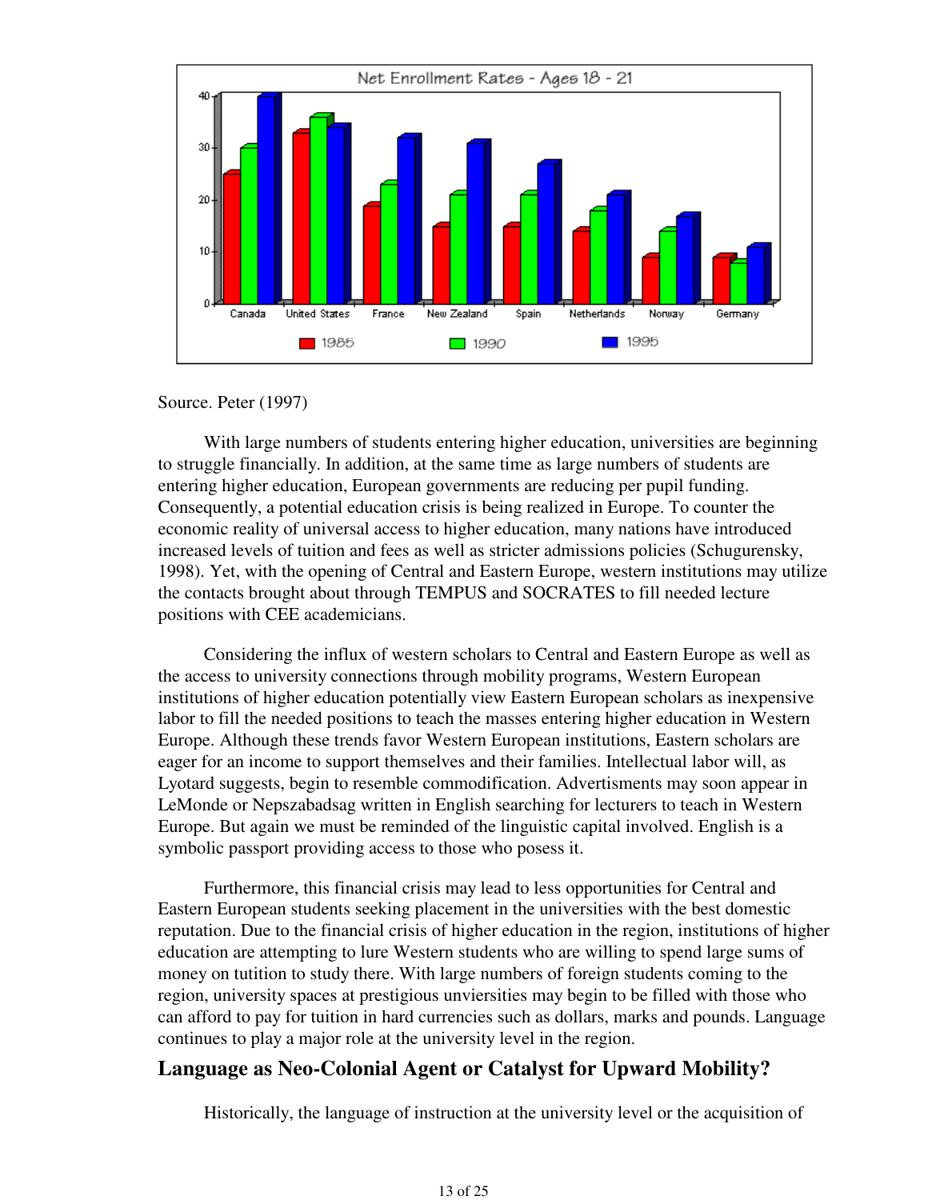Net Enrollment Rates - Ages 18 - 21

40
30
20
10
0

Canada
United States
France
New Zealand
Spain
Netherlands
Norway
Germany

1985
1990
1995

Source. Peter (1997)

With large numbers of students entering higher education, universities are beginning to struggle financially. In addition, at the same time as large numbers of students are entering higher education, European governments are reducing per pupil funding. Consequently, a potential education crisis is being realized in Europe. To counter the economic reality of universal access to higher education, many nations have introduced increased levels of tuition and fees as well as stricter admissions policies (Schugurensky, 1998). Yet, with the opening of Central and Eastern Europe, western institutions may utilize the contacts brought about through TEMPUS and SOCRATES to fill needed lecture positions with CEE academicians.

Considering the influx of western scholars to Central and Eastern Europe as well as the access to university connections through mobility programs, Western European institutions of higher education potentially view Eastern European scholars as inexpensive labor to fill the needed positions to teach the masses entering higher education in Western Europe. Although these trends favor Western European institutions, Eastern scholars are eager for an income to support themselves and their families. Intellectual labor will, as Lyotard suggests, begin to resemble commodification. Advertisments may soon appear in LeMonde or Nepszabadsag written in English searching for lecturers to teach in Western Europe. But again we must be reminded of the linguistic capital involved. English is a symbolic passport providing access to those who posess it.

Furthermore, this financial crisis may lead to less opportunities for Central and Eastern European students seeking placement in the universities with the best domestic reputation. Due to the financial crisis of higher education in the region, institutions of higher education are attempting to lure Western students who are willing to spend large sums of money on tutition to study there. With large numbers of foreign students coming to the region, university spaces at prestigious unviersities may begin to be filled with those who can afford to pay for tuition in hard currencies such as dollars, marks and pounds. Language continues to play a major role at the university level in the region.

## Language as Neo-Colonial Agent or Catalyst for Upward Mobility?

Historically, the language of instruction at the university level or the acquisition of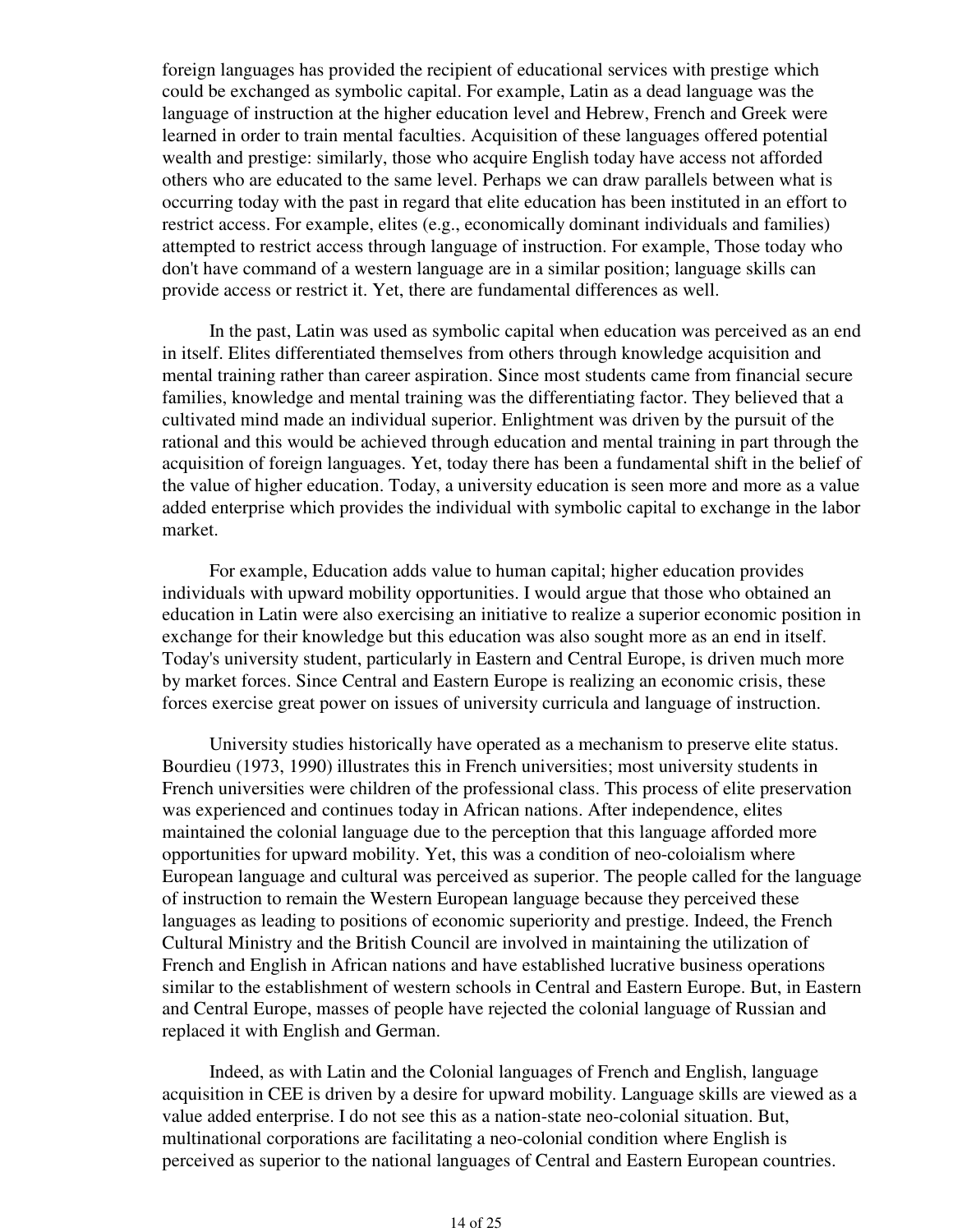foreign languages has provided the recipient of educational services with prestige which could be exchanged as symbolic capital. For example, Latin as a dead language was the language of instruction at the higher education level and Hebrew, French and Greek were learned in order to train mental faculties. Acquisition of these languages offered potential wealth and prestige: similarly, those who acquire English today have access not afforded others who are educated to the same level. Perhaps we can draw parallels between what is occurring today with the past in regard that elite education has been instituted in an effort to restrict access. For example, elites (e.g., economically dominant individuals and families) attempted to restrict access through language of instruction. For example, Those today who don't have command of a western language are in a similar position; language skills can provide access or restrict it. Yet, there are fundamental differences as well.

In the past, Latin was used as symbolic capital when education was perceived as an end in itself. Elites differentiated themselves from others through knowledge acquisition and mental training rather than career aspiration. Since most students came from financial secure families, knowledge and mental training was the differentiating factor. They believed that a cultivated mind made an individual superior. Enlightment was driven by the pursuit of the rational and this would be achieved through education and mental training in part through the acquisition of foreign languages. Yet, today there has been a fundamental shift in the belief of the value of higher education. Today, a university education is seen more and more as a value added enterprise which provides the individual with symbolic capital to exchange in the labor market.

For example, Education adds value to human capital; higher education provides individuals with upward mobility opportunities. I would argue that those who obtained an education in Latin were also exercising an initiative to realize a superior economic position in exchange for their knowledge but this education was also sought more as an end in itself. Today's university student, particularly in Eastern and Central Europe, is driven much more by market forces. Since Central and Eastern Europe is realizing an economic crisis, these forces exercise great power on issues of university curricula and language of instruction.

University studies historically have operated as a mechanism to preserve elite status. Bourdieu (1973, 1990) illustrates this in French universities; most university students in French universities were children of the professional class. This process of elite preservation was experienced and continues today in African nations. After independence, elites maintained the colonial language due to the perception that this language afforded more opportunities for upward mobility. Yet, this was a condition of neo-coloialism where European language and cultural was perceived as superior. The people called for the language of instruction to remain the Western European language because they perceived these languages as leading to positions of economic superiority and prestige. Indeed, the French Cultural Ministry and the British Council are involved in maintaining the utilization of French and English in African nations and have established lucrative business operations similar to the establishment of western schools in Central and Eastern Europe. But, in Eastern and Central Europe, masses of people have rejected the colonial language of Russian and replaced it with English and German.

Indeed, as with Latin and the Colonial languages of French and English, language acquisition in CEE is driven by a desire for upward mobility. Language skills are viewed as a value added enterprise. I do not see this as a nation-state neo-colonial situation. But, multinational corporations are facilitating a neo-colonial condition where English is perceived as superior to the national languages of Central and Eastern European countries.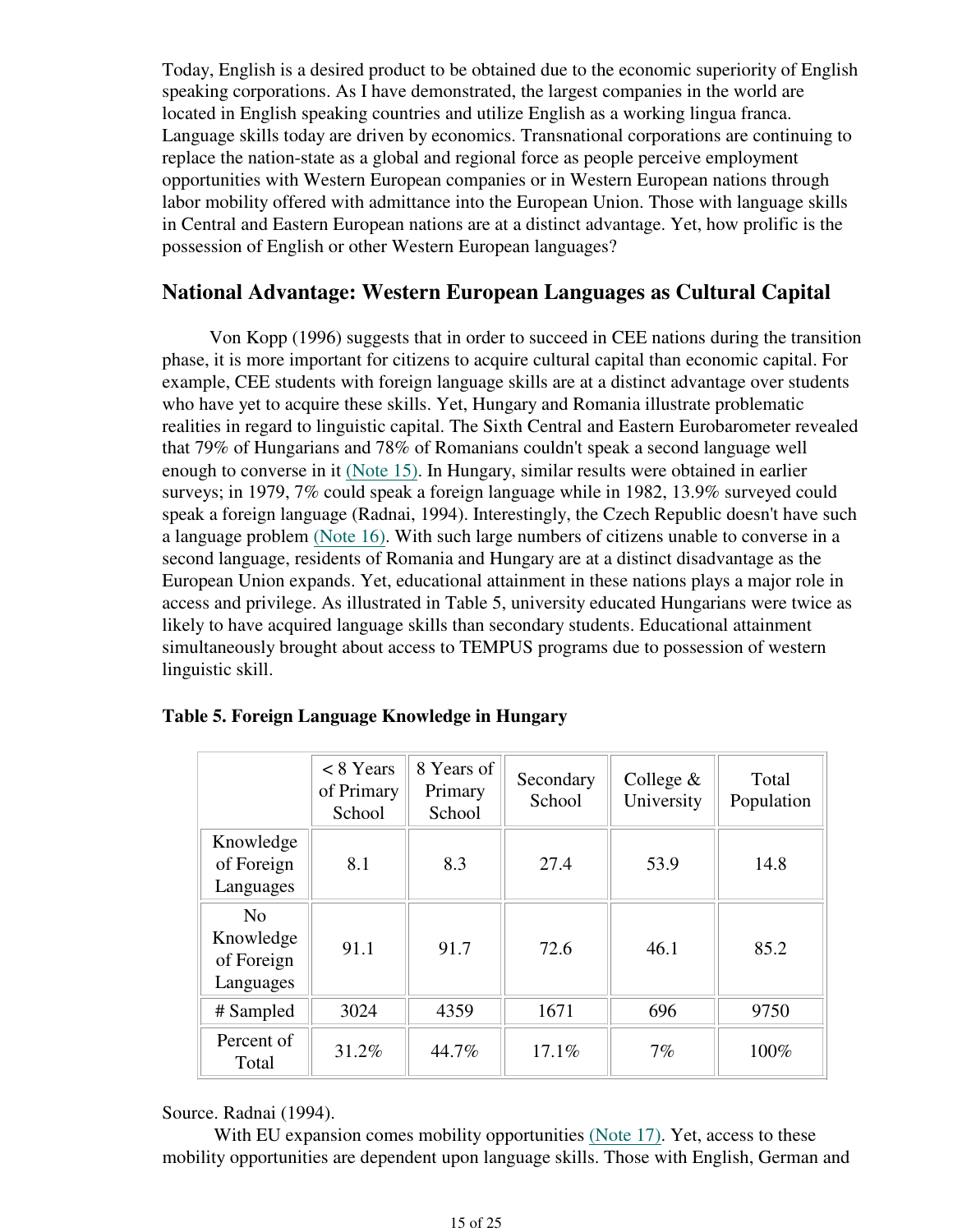Today, English is a desired product to be obtained due to the economic superiority of English speaking corporations. As I have demonstrated, the largest companies in the world are located in English speaking countries and utilize English as a working lingua franca. Language skills today are driven by economics. Transnational corporations are continuing to replace the nation-state as a global and regional force as people perceive employment opportunities with Western European companies or in Western European nations through labor mobility offered with admittance into the European Union. Those with language skills in Central and Eastern European nations are at a distinct advantage. Yet, how prolific is the possession of English or other Western European languages?

## National Advantage: Western European Languages as Cultural Capital

Von Kopp (1996) suggests that in order to succeed in CEE nations during the transition phase, it is more important for citizens to acquire cultural capital than economic capital. For example, CEE students with foreign language skills are at a distinct advantage over students who have yet to acquire these skills. Yet, Hungary and Romania illustrate problematic realities in regard to linguistic capital. The Sixth Central and Eastern Eurobarometer revealed that 79% of Hungarians and 78% of Romanians couldn't speak a second language well enough to converse in it (Note 15). In Hungary, similar results were obtained in earlier surveys; in 1979, 7% could speak a foreign language while in 1982, 13.9% surveyed could speak a foreign language (Radnai, 1994). Interestingly, the Czech Republic doesn't have such a language problem (Note 16). With such large numbers of citizens unable to converse in a second language, residents of Romania and Hungary are at a distinct disadvantage as the European Union expands. Yet, educational attainment in these nations plays a major role in access and privilege. As illustrated in Table 5, university educated Hungarians were twice as likely to have acquired language skills than secondary students. Educational attainment simultaneously brought about access to TEMPUS programs due to possession of western linguistic skill.

**Table 5. Foreign Language Knowledge in Hungary**

| | < 8 Years of Primary School | 8 Years of Primary School | Secondary School | College & University | Total Population |
|---|---|---|---|---|---|
| Knowledge of Foreign Languages | 8.1 | 8.3 | 27.4 | 53.9 | 14.8 |
| No Knowledge of Foreign Languages | 91.1 | 91.7 | 72.6 | 46.1 | 85.2 |
| # Sampled | 3024 | 4359 | 1671 | 696 | 9750 |
| Percent of Total | 31.2% | 44.7% | 17.1% | 7% | 100% |

Source. Radnai (1994).

With EU expansion comes mobility opportunities (Note 17). Yet, access to these mobility opportunities are dependent upon language skills. Those with English, German and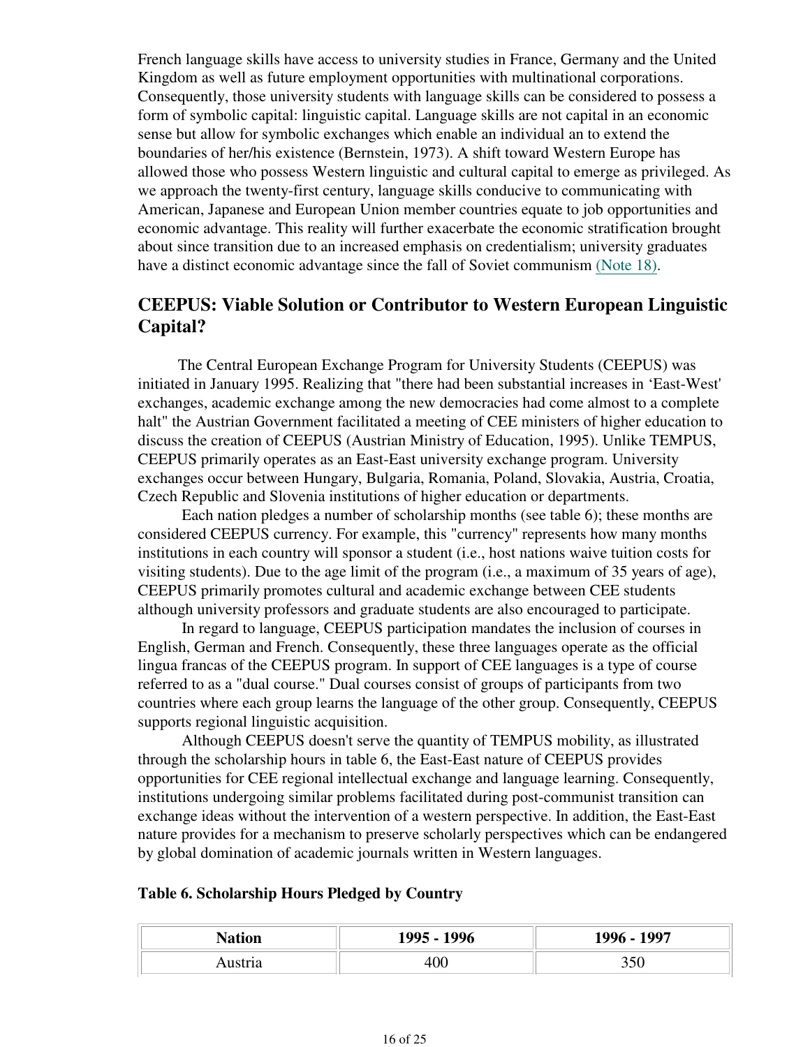French language skills have access to university studies in France, Germany and the United Kingdom as well as future employment opportunities with multinational corporations. Consequently, those university students with language skills can be considered to possess a form of symbolic capital: linguistic capital. Language skills are not capital in an economic sense but allow for symbolic exchanges which enable an individual an to extend the boundaries of her/his existence (Bernstein, 1973). A shift toward Western Europe has allowed those who possess Western linguistic and cultural capital to emerge as privileged. As we approach the twenty-first century, language skills conducive to communicating with American, Japanese and European Union member countries equate to job opportunities and economic advantage. This reality will further exacerbate the economic stratification brought about since transition due to an increased emphasis on credentialism; university graduates have a distinct economic advantage since the fall of Soviet communism (Note 18).

## CEEPUS: Viable Solution or Contributor to Western European Linguistic Capital?

The Central European Exchange Program for University Students (CEEPUS) was initiated in January 1995. Realizing that "there had been substantial increases in 'East-West' exchanges, academic exchange among the new democracies had come almost to a complete halt" the Austrian Government facilitated a meeting of CEE ministers of higher education to discuss the creation of CEEPUS (Austrian Ministry of Education, 1995). Unlike TEMPUS, CEEPUS primarily operates as an East-East university exchange program. University exchanges occur between Hungary, Bulgaria, Romania, Poland, Slovakia, Austria, Croatia, Czech Republic and Slovenia institutions of higher education or departments.

Each nation pledges a number of scholarship months (see table 6); these months are considered CEEPUS currency. For example, this "currency" represents how many months institutions in each country will sponsor a student (i.e., host nations waive tuition costs for visiting students). Due to the age limit of the program (i.e., a maximum of 35 years of age), CEEPUS primarily promotes cultural and academic exchange between CEE students although university professors and graduate students are also encouraged to participate.

In regard to language, CEEPUS participation mandates the inclusion of courses in English, German and French. Consequently, these three languages operate as the official lingua francas of the CEEPUS program. In support of CEE languages is a type of course referred to as a "dual course." Dual courses consist of groups of participants from two countries where each group learns the language of the other group. Consequently, CEEPUS supports regional linguistic acquisition.

Although CEEPUS doesn't serve the quantity of TEMPUS mobility, as illustrated through the scholarship hours in table 6, the East-East nature of CEEPUS provides opportunities for CEE regional intellectual exchange and language learning. Consequently, institutions undergoing similar problems facilitated during post-communist transition can exchange ideas without the intervention of a western perspective. In addition, the East-East nature provides for a mechanism to preserve scholarly perspectives which can be endangered by global domination of academic journals written in Western languages.

**Table 6. Scholarship Hours Pledged by Country**

| Nation | 1995 - 1996 | 1996 - 1997 |
| --- | --- | --- |
| Austria | 400 | 350 |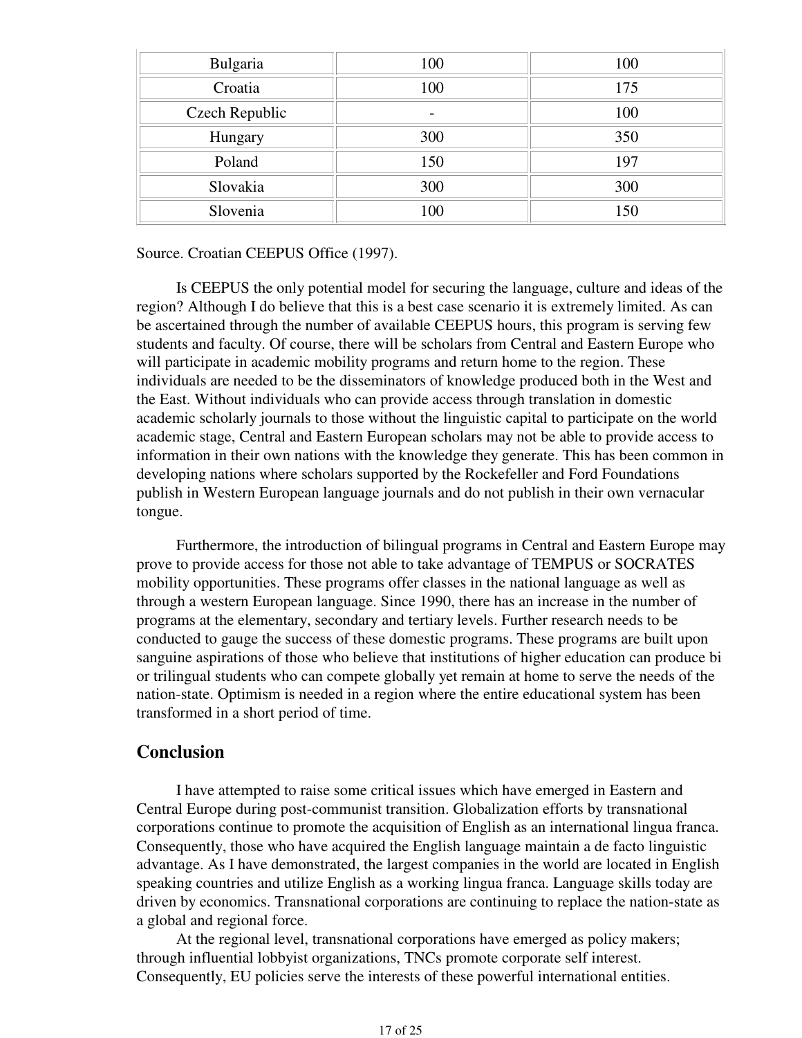| | | |
|---|---|---|
| Bulgaria | 100 | 100 |
| Croatia | 100 | 175 |
| Czech Republic | - | 100 |
| Hungary | 300 | 350 |
| Poland | 150 | 197 |
| Slovakia | 300 | 300 |
| Slovenia | 100 | 150 |

Source. Croatian CEEPUS Office (1997).

Is CEEPUS the only potential model for securing the language, culture and ideas of the region? Although I do believe that this is a best case scenario it is extremely limited. As can be ascertained through the number of available CEEPUS hours, this program is serving few students and faculty. Of course, there will be scholars from Central and Eastern Europe who will participate in academic mobility programs and return home to the region. These individuals are needed to be the disseminators of knowledge produced both in the West and the East. Without individuals who can provide access through translation in domestic academic scholarly journals to those without the linguistic capital to participate on the world academic stage, Central and Eastern European scholars may not be able to provide access to information in their own nations with the knowledge they generate. This has been common in developing nations where scholars supported by the Rockefeller and Ford Foundations publish in Western European language journals and do not publish in their own vernacular tongue.

Furthermore, the introduction of bilingual programs in Central and Eastern Europe may prove to provide access for those not able to take advantage of TEMPUS or SOCRATES mobility opportunities. These programs offer classes in the national language as well as through a western European language. Since 1990, there has an increase in the number of programs at the elementary, secondary and tertiary levels. Further research needs to be conducted to gauge the success of these domestic programs. These programs are built upon sanguine aspirations of those who believe that institutions of higher education can produce bi or trilingual students who can compete globally yet remain at home to serve the needs of the nation-state. Optimism is needed in a region where the entire educational system has been transformed in a short period of time.

## Conclusion

I have attempted to raise some critical issues which have emerged in Eastern and Central Europe during post-communist transition. Globalization efforts by transnational corporations continue to promote the acquisition of English as an international lingua franca. Consequently, those who have acquired the English language maintain a de facto linguistic advantage. As I have demonstrated, the largest companies in the world are located in English speaking countries and utilize English as a working lingua franca. Language skills today are driven by economics. Transnational corporations are continuing to replace the nation-state as a global and regional force.

At the regional level, transnational corporations have emerged as policy makers; through influential lobbyist organizations, TNCs promote corporate self interest. Consequently, EU policies serve the interests of these powerful international entities.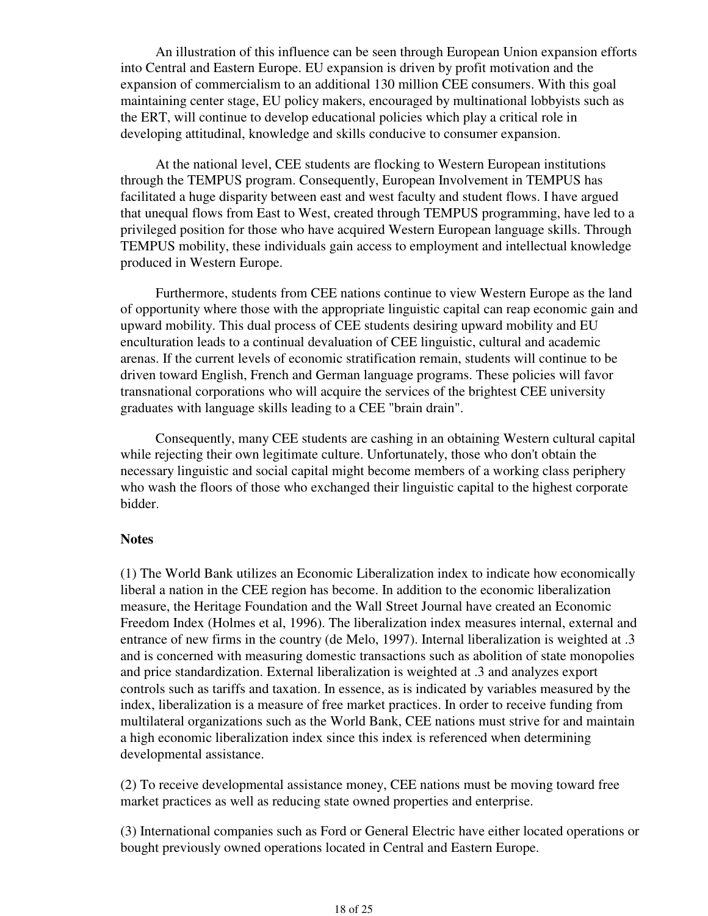An illustration of this influence can be seen through European Union expansion efforts into Central and Eastern Europe. EU expansion is driven by profit motivation and the expansion of commercialism to an additional 130 million CEE consumers. With this goal maintaining center stage, EU policy makers, encouraged by multinational lobbyists such as the ERT, will continue to develop educational policies which play a critical role in developing attitudinal, knowledge and skills conducive to consumer expansion.

At the national level, CEE students are flocking to Western European institutions through the TEMPUS program. Consequently, European Involvement in TEMPUS has facilitated a huge disparity between east and west faculty and student flows. I have argued that unequal flows from East to West, created through TEMPUS programming, have led to a privileged position for those who have acquired Western European language skills. Through TEMPUS mobility, these individuals gain access to employment and intellectual knowledge produced in Western Europe.

Furthermore, students from CEE nations continue to view Western Europe as the land of opportunity where those with the appropriate linguistic capital can reap economic gain and upward mobility. This dual process of CEE students desiring upward mobility and EU enculturation leads to a continual devaluation of CEE linguistic, cultural and academic arenas. If the current levels of economic stratification remain, students will continue to be driven toward English, French and German language programs. These policies will favor transnational corporations who will acquire the services of the brightest CEE university graduates with language skills leading to a CEE "brain drain".

Consequently, many CEE students are cashing in an obtaining Western cultural capital while rejecting their own legitimate culture. Unfortunately, those who don't obtain the necessary linguistic and social capital might become members of a working class periphery who wash the floors of those who exchanged their linguistic capital to the highest corporate bidder.

**Notes**

(1) The World Bank utilizes an Economic Liberalization index to indicate how economically liberal a nation in the CEE region has become. In addition to the economic liberalization measure, the Heritage Foundation and the Wall Street Journal have created an Economic Freedom Index (Holmes et al, 1996). The liberalization index measures internal, external and entrance of new firms in the country (de Melo, 1997). Internal liberalization is weighted at .3 and is concerned with measuring domestic transactions such as abolition of state monopolies and price standardization. External liberalization is weighted at .3 and analyzes export controls such as tariffs and taxation. In essence, as is indicated by variables measured by the index, liberalization is a measure of free market practices. In order to receive funding from multilateral organizations such as the World Bank, CEE nations must strive for and maintain a high economic liberalization index since this index is referenced when determining developmental assistance.

(2) To receive developmental assistance money, CEE nations must be moving toward free market practices as well as reducing state owned properties and enterprise.

(3) International companies such as Ford or General Electric have either located operations or bought previously owned operations located in Central and Eastern Europe.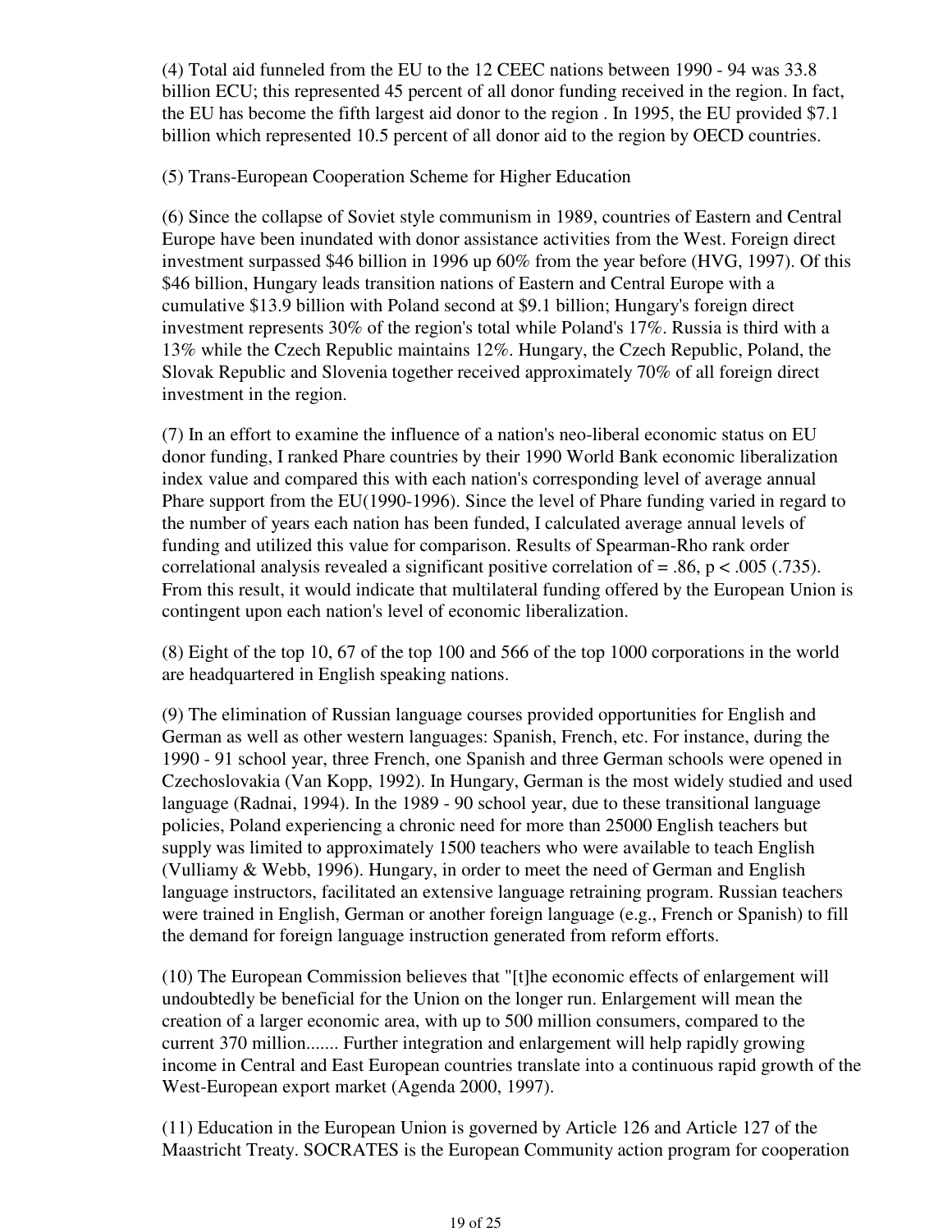(4) Total aid funneled from the EU to the 12 CEEC nations between 1990 - 94 was 33.8 billion ECU; this represented 45 percent of all donor funding received in the region. In fact, the EU has become the fifth largest aid donor to the region . In 1995, the EU provided $7.1 billion which represented 10.5 percent of all donor aid to the region by OECD countries.

(5) Trans-European Cooperation Scheme for Higher Education

(6) Since the collapse of Soviet style communism in 1989, countries of Eastern and Central Europe have been inundated with donor assistance activities from the West. Foreign direct investment surpassed $46 billion in 1996 up 60% from the year before (HVG, 1997). Of this $46 billion, Hungary leads transition nations of Eastern and Central Europe with a cumulative $13.9 billion with Poland second at $9.1 billion; Hungary's foreign direct investment represents 30% of the region's total while Poland's 17%. Russia is third with a 13% while the Czech Republic maintains 12%. Hungary, the Czech Republic, Poland, the Slovak Republic and Slovenia together received approximately 70% of all foreign direct investment in the region.

(7) In an effort to examine the influence of a nation's neo-liberal economic status on EU donor funding, I ranked Phare countries by their 1990 World Bank economic liberalization index value and compared this with each nation's corresponding level of average annual Phare support from the EU(1990-1996). Since the level of Phare funding varied in regard to the number of years each nation has been funded, I calculated average annual levels of funding and utilized this value for comparison. Results of Spearman-Rho rank order correlational analysis revealed a significant positive correlation of = .86, $p < .005$ (.735). From this result, it would indicate that multilateral funding offered by the European Union is contingent upon each nation's level of economic liberalization.

(8) Eight of the top 10, 67 of the top 100 and 566 of the top 1000 corporations in the world are headquartered in English speaking nations.

(9) The elimination of Russian language courses provided opportunities for English and German as well as other western languages: Spanish, French, etc. For instance, during the 1990 - 91 school year, three French, one Spanish and three German schools were opened in Czechoslovakia (Van Kopp, 1992). In Hungary, German is the most widely studied and used language (Radnai, 1994). In the 1989 - 90 school year, due to these transitional language policies, Poland experiencing a chronic need for more than 25000 English teachers but supply was limited to approximately 1500 teachers who were available to teach English (Vulliamy & Webb, 1996). Hungary, in order to meet the need of German and English language instructors, facilitated an extensive language retraining program. Russian teachers were trained in English, German or another foreign language (e.g., French or Spanish) to fill the demand for foreign language instruction generated from reform efforts.

(10) The European Commission believes that "[t]he economic effects of enlargement will undoubtedly be beneficial for the Union on the longer run. Enlargement will mean the creation of a larger economic area, with up to 500 million consumers, compared to the current 370 million....... Further integration and enlargement will help rapidly growing income in Central and East European countries translate into a continuous rapid growth of the West-European export market (Agenda 2000, 1997).

(11) Education in the European Union is governed by Article 126 and Article 127 of the Maastricht Treaty. SOCRATES is the European Community action program for cooperation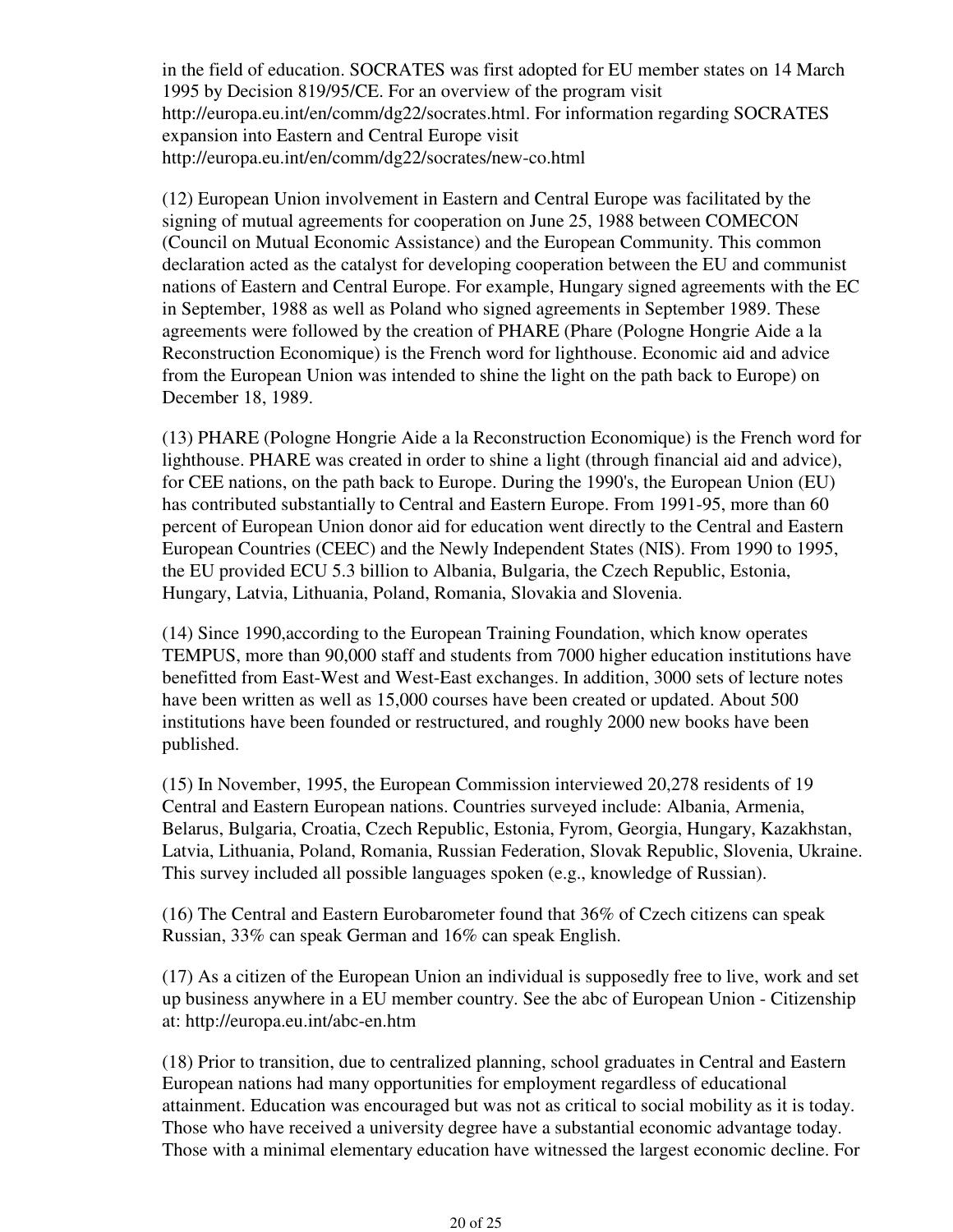in the field of education. SOCRATES was first adopted for EU member states on 14 March 1995 by Decision 819/95/CE. For an overview of the program visit http://europa.eu.int/en/comm/dg22/socrates.html. For information regarding SOCRATES expansion into Eastern and Central Europe visit http://europa.eu.int/en/comm/dg22/socrates/new-co.html

(12) European Union involvement in Eastern and Central Europe was facilitated by the signing of mutual agreements for cooperation on June 25, 1988 between COMECON (Council on Mutual Economic Assistance) and the European Community. This common declaration acted as the catalyst for developing cooperation between the EU and communist nations of Eastern and Central Europe. For example, Hungary signed agreements with the EC in September, 1988 as well as Poland who signed agreements in September 1989. These agreements were followed by the creation of PHARE (Phare (Pologne Hongrie Aide a la Reconstruction Economique) is the French word for lighthouse. Economic aid and advice from the European Union was intended to shine the light on the path back to Europe) on December 18, 1989.

(13) PHARE (Pologne Hongrie Aide a la Reconstruction Economique) is the French word for lighthouse. PHARE was created in order to shine a light (through financial aid and advice), for CEE nations, on the path back to Europe. During the 1990's, the European Union (EU) has contributed substantially to Central and Eastern Europe. From 1991-95, more than 60 percent of European Union donor aid for education went directly to the Central and Eastern European Countries (CEEC) and the Newly Independent States (NIS). From 1990 to 1995, the EU provided ECU 5.3 billion to Albania, Bulgaria, the Czech Republic, Estonia, Hungary, Latvia, Lithuania, Poland, Romania, Slovakia and Slovenia.

(14) Since 1990,according to the European Training Foundation, which know operates TEMPUS, more than 90,000 staff and students from 7000 higher education institutions have benefitted from East-West and West-East exchanges. In addition, 3000 sets of lecture notes have been written as well as 15,000 courses have been created or updated. About 500 institutions have been founded or restructured, and roughly 2000 new books have been published.

(15) In November, 1995, the European Commission interviewed 20,278 residents of 19 Central and Eastern European nations. Countries surveyed include: Albania, Armenia, Belarus, Bulgaria, Croatia, Czech Republic, Estonia, Fyrom, Georgia, Hungary, Kazakhstan, Latvia, Lithuania, Poland, Romania, Russian Federation, Slovak Republic, Slovenia, Ukraine. This survey included all possible languages spoken (e.g., knowledge of Russian).

(16) The Central and Eastern Eurobarometer found that 36% of Czech citizens can speak Russian, 33% can speak German and 16% can speak English.

(17) As a citizen of the European Union an individual is supposedly free to live, work and set up business anywhere in a EU member country. See the abc of European Union - Citizenship at: http://europa.eu.int/abc-en.htm

(18) Prior to transition, due to centralized planning, school graduates in Central and Eastern European nations had many opportunities for employment regardless of educational attainment. Education was encouraged but was not as critical to social mobility as it is today. Those who have received a university degree have a substantial economic advantage today. Those with a minimal elementary education have witnessed the largest economic decline. For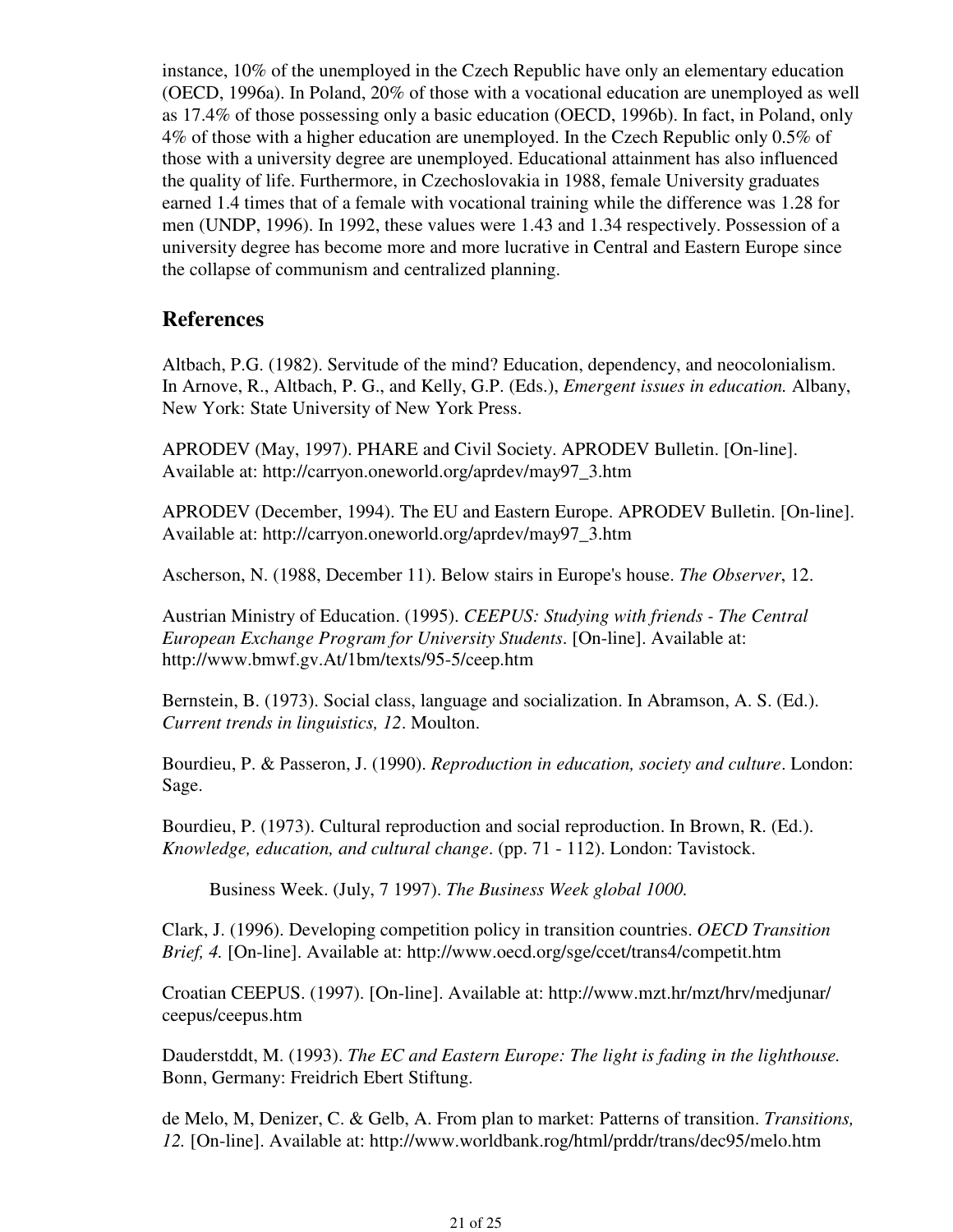instance, 10% of the unemployed in the Czech Republic have only an elementary education (OECD, 1996a). In Poland, 20% of those with a vocational education are unemployed as well as 17.4% of those possessing only a basic education (OECD, 1996b). In fact, in Poland, only 4% of those with a higher education are unemployed. In the Czech Republic only 0.5% of those with a university degree are unemployed. Educational attainment has also influenced the quality of life. Furthermore, in Czechoslovakia in 1988, female University graduates earned 1.4 times that of a female with vocational training while the difference was 1.28 for men (UNDP, 1996). In 1992, these values were 1.43 and 1.34 respectively. Possession of a university degree has become more and more lucrative in Central and Eastern Europe since the collapse of communism and centralized planning.

## References

Altbach, P.G. (1982). Servitude of the mind? Education, dependency, and neocolonialism. In Arnove, R., Altbach, P. G., and Kelly, G.P. (Eds.), *Emergent issues in education.* Albany, New York: State University of New York Press.

APRODEV (May, 1997). PHARE and Civil Society. APRODEV Bulletin. [On-line]. Available at: http://carryon.oneworld.org/aprdev/may97_3.htm

APRODEV (December, 1994). The EU and Eastern Europe. APRODEV Bulletin. [On-line]. Available at: http://carryon.oneworld.org/aprdev/may97_3.htm

Ascherson, N. (1988, December 11). Below stairs in Europe's house. *The Observer*, 12.

Austrian Ministry of Education. (1995). *CEEPUS: Studying with friends - The Central European Exchange Program for University Students*. [On-line]. Available at: http://www.bmwf.gv.At/1bm/texts/95-5/ceep.htm

Bernstein, B. (1973). Social class, language and socialization. In Abramson, A. S. (Ed.). *Current trends in linguistics, 12*. Moulton.

Bourdieu, P. & Passeron, J. (1990). *Reproduction in education, society and culture*. London: Sage.

Bourdieu, P. (1973). Cultural reproduction and social reproduction. In Brown, R. (Ed.). *Knowledge, education, and cultural change*. (pp. 71 - 112). London: Tavistock.

Business Week. (July, 7 1997). *The Business Week global 1000.*

Clark, J. (1996). Developing competition policy in transition countries. *OECD Transition Brief, 4.* [On-line]. Available at: http://www.oecd.org/sge/ccet/trans4/competit.htm

Croatian CEEPUS. (1997). [On-line]. Available at: http://www.mzt.hr/mzt/hrv/medjunar/ceepus/ceepus.htm

Dauderstddt, M. (1993). *The EC and Eastern Europe: The light is fading in the lighthouse.* Bonn, Germany: Freidrich Ebert Stiftung.

de Melo, M, Denizer, C. & Gelb, A. From plan to market: Patterns of transition. *Transitions, 12.* [On-line]. Available at: http://www.worldbank.rog/html/prddr/trans/dec95/melo.htm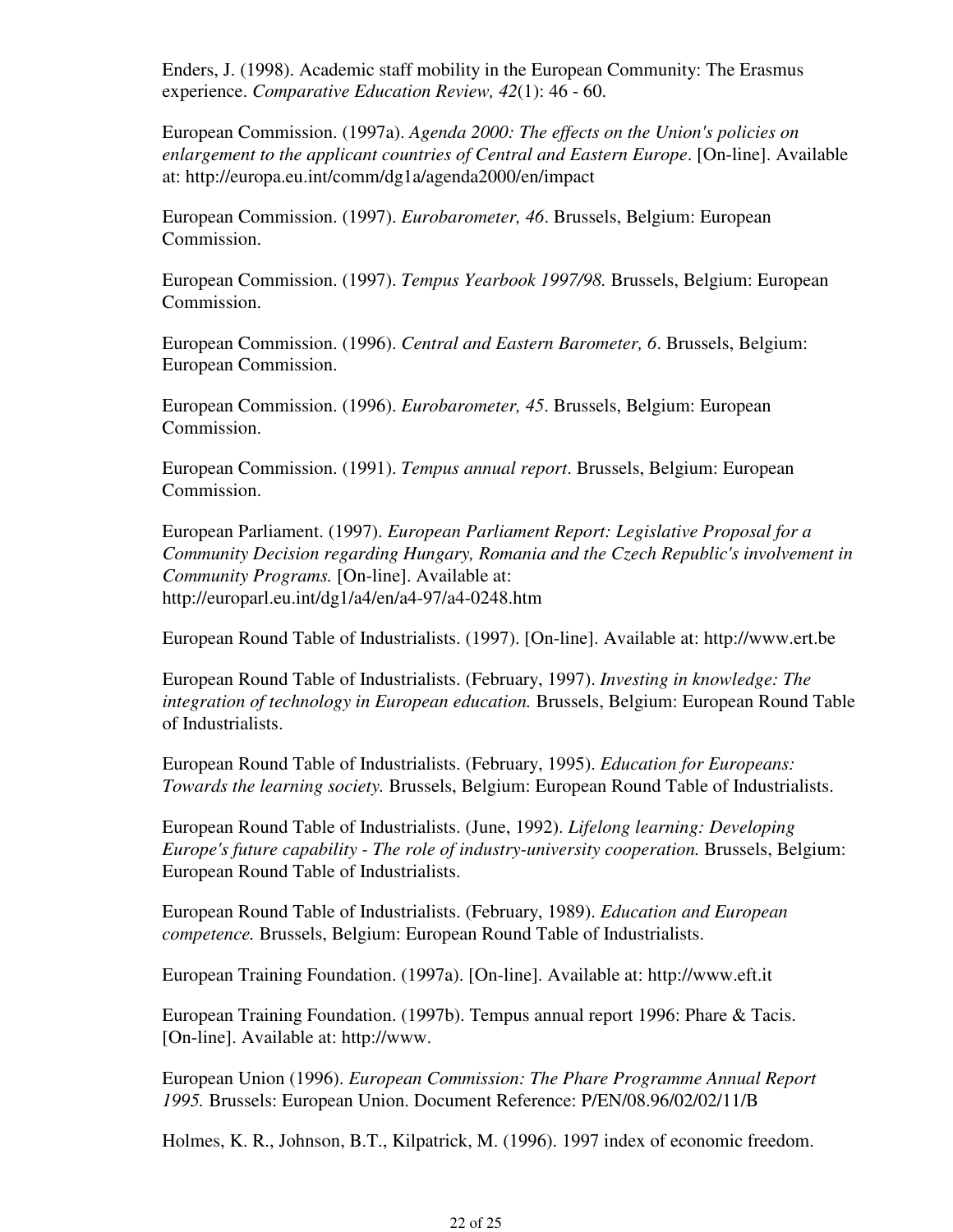Enders, J. (1998). Academic staff mobility in the European Community: The Erasmus experience. *Comparative Education Review, 42*(1): 46 - 60.

European Commission. (1997a). *Agenda 2000: The effects on the Union's policies on enlargement to the applicant countries of Central and Eastern Europe*. [On-line]. Available at: http://europa.eu.int/comm/dg1a/agenda2000/en/impact

European Commission. (1997). *Eurobarometer, 46*. Brussels, Belgium: European Commission.

European Commission. (1997). *Tempus Yearbook 1997/98.* Brussels, Belgium: European Commission.

European Commission. (1996). *Central and Eastern Barometer, 6*. Brussels, Belgium: European Commission.

European Commission. (1996). *Eurobarometer, 45*. Brussels, Belgium: European Commission.

European Commission. (1991). *Tempus annual report*. Brussels, Belgium: European Commission.

European Parliament. (1997). *European Parliament Report: Legislative Proposal for a Community Decision regarding Hungary, Romania and the Czech Republic's involvement in Community Programs.* [On-line]. Available at: http://europarl.eu.int/dg1/a4/en/a4-97/a4-0248.htm

European Round Table of Industrialists. (1997). [On-line]. Available at: http://www.ert.be

European Round Table of Industrialists. (February, 1997). *Investing in knowledge: The integration of technology in European education.* Brussels, Belgium: European Round Table of Industrialists.

European Round Table of Industrialists. (February, 1995). *Education for Europeans: Towards the learning society.* Brussels, Belgium: European Round Table of Industrialists.

European Round Table of Industrialists. (June, 1992). *Lifelong learning: Developing Europe's future capability - The role of industry-university cooperation.* Brussels, Belgium: European Round Table of Industrialists.

European Round Table of Industrialists. (February, 1989). *Education and European competence.* Brussels, Belgium: European Round Table of Industrialists.

European Training Foundation. (1997a). [On-line]. Available at: http://www.eft.it

European Training Foundation. (1997b). Tempus annual report 1996: Phare & Tacis. [On-line]. Available at: http://www.

European Union (1996). *European Commission: The Phare Programme Annual Report 1995.* Brussels: European Union. Document Reference: P/EN/08.96/02/02/11/B

Holmes, K. R., Johnson, B.T., Kilpatrick, M. (1996). 1997 index of economic freedom.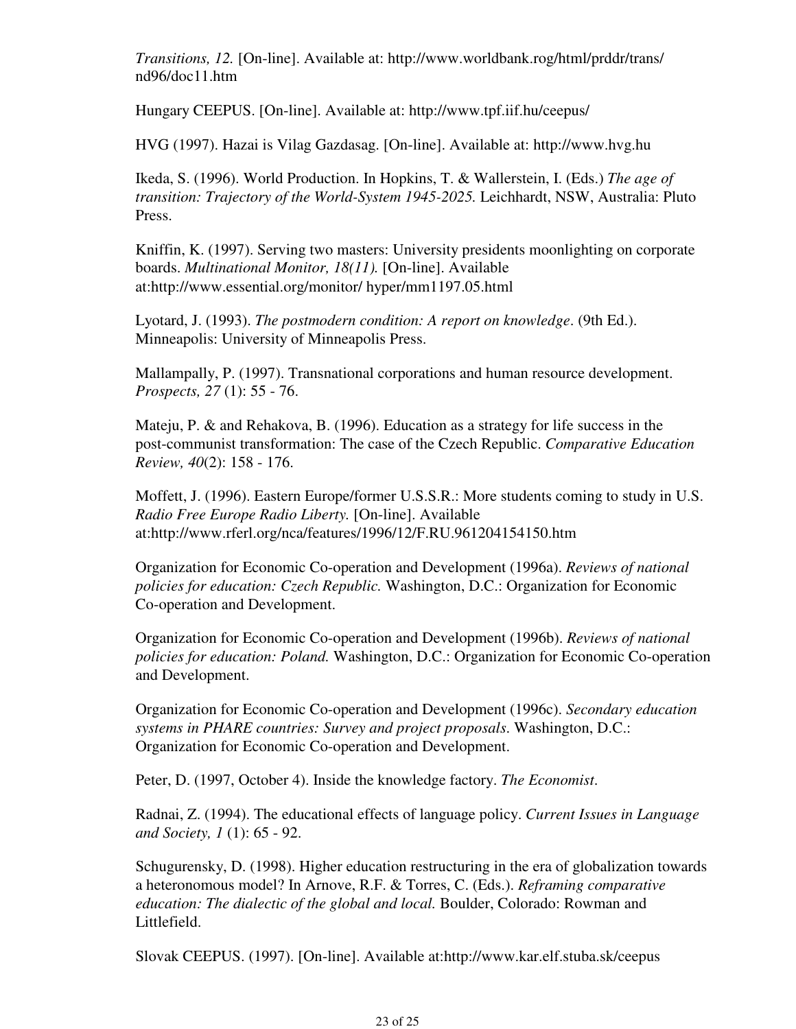*Transitions, 12.* [On-line]. Available at: http://www.worldbank.rog/html/prddr/trans/nd96/doc11.htm

Hungary CEEPUS. [On-line]. Available at: http://www.tpf.iif.hu/ceepus/

HVG (1997). Hazai is Vilag Gazdasag. [On-line]. Available at: http://www.hvg.hu

Ikeda, S. (1996). World Production. In Hopkins, T. & Wallerstein, I. (Eds.) *The age of transition: Trajectory of the World-System 1945-2025.* Leichhardt, NSW, Australia: Pluto Press.

Kniffin, K. (1997). Serving two masters: University presidents moonlighting on corporate boards. *Multinational Monitor, 18(11).* [On-line]. Available at:http://www.essential.org/monitor/ hyper/mm1197.05.html

Lyotard, J. (1993). *The postmodern condition: A report on knowledge*. (9th Ed.). Minneapolis: University of Minneapolis Press.

Mallampally, P. (1997). Transnational corporations and human resource development. *Prospects, 27* (1): 55 - 76.

Mateju, P. & and Rehakova, B. (1996). Education as a strategy for life success in the post-communist transformation: The case of the Czech Republic. *Comparative Education Review, 40*(2): 158 - 176.

Moffett, J. (1996). Eastern Europe/former U.S.S.R.: More students coming to study in U.S. *Radio Free Europe Radio Liberty.* [On-line]. Available at:http://www.rferl.org/nca/features/1996/12/F.RU.961204154150.htm

Organization for Economic Co-operation and Development (1996a). *Reviews of national policies for education: Czech Republic.* Washington, D.C.: Organization for Economic Co-operation and Development.

Organization for Economic Co-operation and Development (1996b). *Reviews of national policies for education: Poland.* Washington, D.C.: Organization for Economic Co-operation and Development.

Organization for Economic Co-operation and Development (1996c). *Secondary education systems in PHARE countries: Survey and project proposals*. Washington, D.C.: Organization for Economic Co-operation and Development.

Peter, D. (1997, October 4). Inside the knowledge factory. *The Economist*.

Radnai, Z. (1994). The educational effects of language policy. *Current Issues in Language and Society, 1* (1): 65 - 92.

Schugurensky, D. (1998). Higher education restructuring in the era of globalization towards a heteronomous model? In Arnove, R.F. & Torres, C. (Eds.). *Reframing comparative education: The dialectic of the global and local.* Boulder, Colorado: Rowman and Littlefield.

Slovak CEEPUS. (1997). [On-line]. Available at:http://www.kar.elf.stuba.sk/ceepus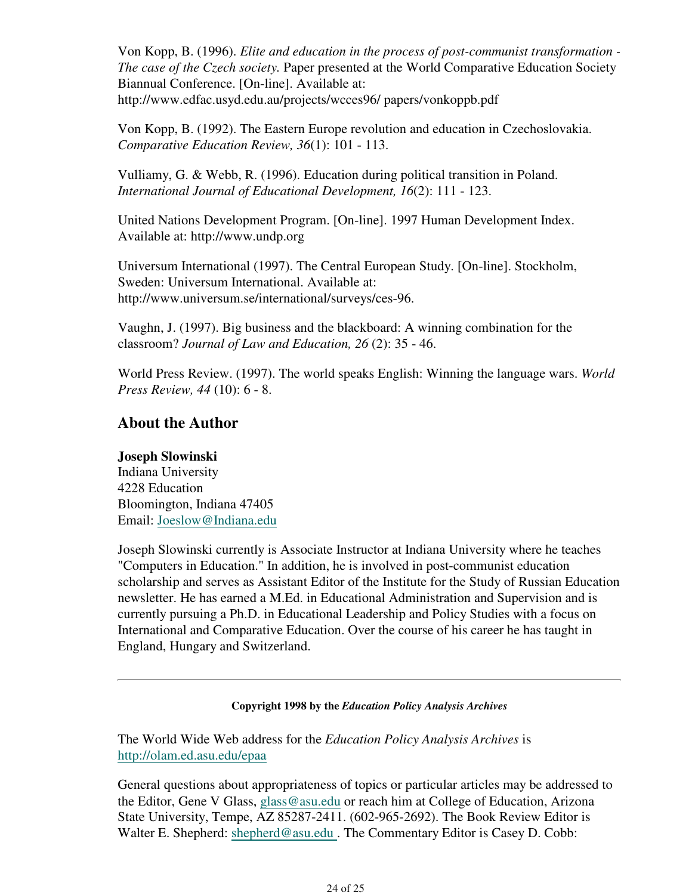Von Kopp, B. (1996). *Elite and education in the process of post-communist transformation - The case of the Czech society.* Paper presented at the World Comparative Education Society Biannual Conference. [On-line]. Available at: http://www.edfac.usyd.edu.au/projects/wcces96/ papers/vonkoppb.pdf

Von Kopp, B. (1992). The Eastern Europe revolution and education in Czechoslovakia. *Comparative Education Review, 36*(1): 101 - 113.

Vulliamy, G. & Webb, R. (1996). Education during political transition in Poland. *International Journal of Educational Development, 16*(2): 111 - 123.

United Nations Development Program. [On-line]. 1997 Human Development Index. Available at: http://www.undp.org

Universum International (1997). The Central European Study. [On-line]. Stockholm, Sweden: Universum International. Available at: http://www.universum.se/international/surveys/ces-96.

Vaughn, J. (1997). Big business and the blackboard: A winning combination for the classroom? *Journal of Law and Education, 26* (2): 35 - 46.

World Press Review. (1997). The world speaks English: Winning the language wars. *World Press Review, 44* (10): 6 - 8.

## About the Author

**Joseph Slowinski**
Indiana University
4228 Education
Bloomington, Indiana 47405
Email: Joeslow@Indiana.edu

Joseph Slowinski currently is Associate Instructor at Indiana University where he teaches "Computers in Education." In addition, he is involved in post-communist education scholarship and serves as Assistant Editor of the Institute for the Study of Russian Education newsletter. He has earned a M.Ed. in Educational Administration and Supervision and is currently pursuing a Ph.D. in Educational Leadership and Policy Studies with a focus on International and Comparative Education. Over the course of his career he has taught in England, Hungary and Switzerland.

---

**Copyright 1998 by the *Education Policy Analysis Archives***

The World Wide Web address for the *Education Policy Analysis Archives* is http://olam.ed.asu.edu/epaa

General questions about appropriateness of topics or particular articles may be addressed to the Editor, Gene V Glass, glass@asu.edu or reach him at College of Education, Arizona State University, Tempe, AZ 85287-2411. (602-965-2692). The Book Review Editor is Walter E. Shepherd: shepherd@asu.edu . The Commentary Editor is Casey D. Cobb: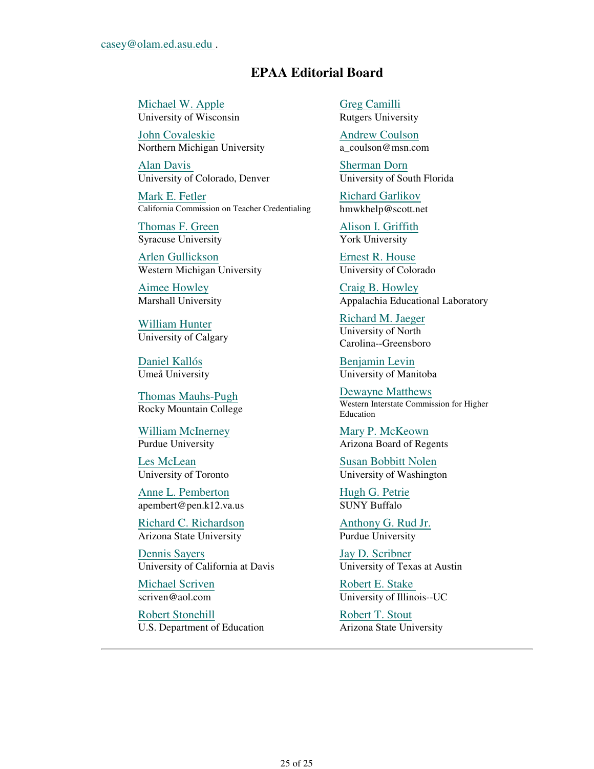casey@olam.ed.asu.edu .

## EPAA Editorial Board

Michael W. Apple
University of Wisconsin

Greg Camilli
Rutgers University

John Covaleskie
Northern Michigan University

Andrew Coulson
a_coulson@msn.com

Alan Davis
University of Colorado, Denver

Sherman Dorn
University of South Florida

Mark E. Fetler
California Commission on Teacher Credentialing

Richard Garlikov
hmwkhelp@scott.net

Thomas F. Green
Syracuse University

Alison I. Griffith
York University

Arlen Gullickson
Western Michigan University

Ernest R. House
University of Colorado

Aimee Howley
Marshall University

Craig B. Howley
Appalachia Educational Laboratory

William Hunter
University of Calgary

Richard M. Jaeger
University of North Carolina--Greensboro

Daniel Kallós
Umeå University

Benjamin Levin
University of Manitoba

Thomas Mauhs-Pugh
Rocky Mountain College

Dewayne Matthews
Western Interstate Commission for Higher Education

William McInerney
Purdue University

Mary P. McKeown
Arizona Board of Regents

Les McLean
University of Toronto

Susan Bobbitt Nolen
University of Washington

Anne L. Pemberton
apembert@pen.k12.va.us

Hugh G. Petrie
SUNY Buffalo

Richard C. Richardson
Arizona State University

Anthony G. Rud Jr.
Purdue University

Dennis Sayers
University of California at Davis

Jay D. Scribner
University of Texas at Austin

Michael Scriven
scriven@aol.com

Robert E. Stake
University of Illinois--UC

Robert Stonehill
U.S. Department of Education

Robert T. Stout
Arizona State University